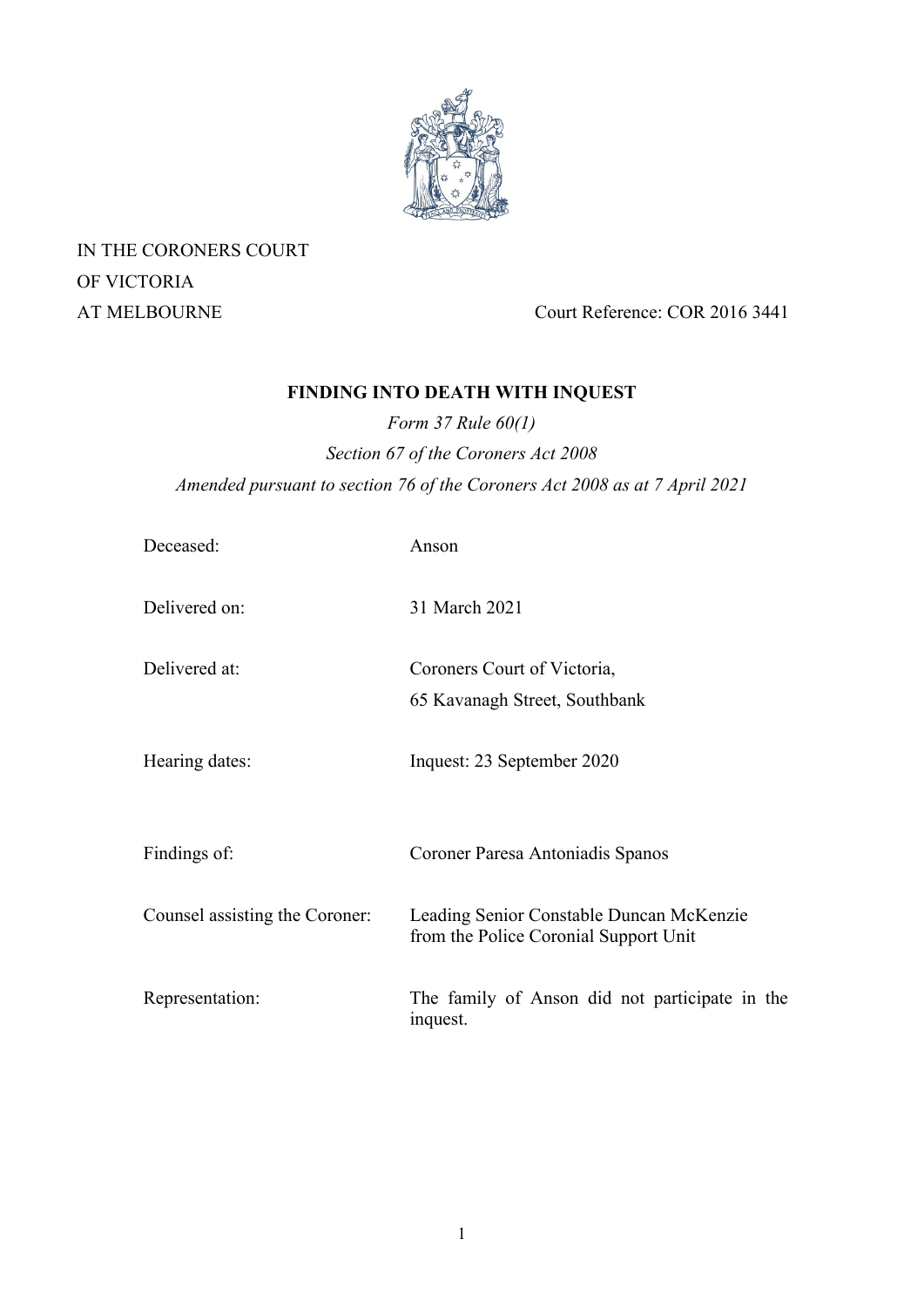IN THE CORONERS COURT
OF VICTORIA
AT MELBOURNE

Court Reference: COR 2016 3441

# FINDING INTO DEATH WITH INQUEST

*Form 37 Rule 60(1)*

*Section 67 of the Coroners Act 2008*

*Amended pursuant to section 76 of the Coroners Act 2008 as at 7 April 2021*

| | |
|---|---|
| Deceased: | Anson |
| Delivered on: | 31 March 2021 |
| Delivered at: | Coroners Court of Victoria, 65 Kavanagh Street, Southbank |
| Hearing dates: | Inquest: 23 September 2020 |
| Findings of: | Coroner Paresa Antoniadis Spanos |
| Counsel assisting the Coroner: | Leading Senior Constable Duncan McKenzie from the Police Coronial Support Unit |
| Representation: | The family of Anson did not participate in the inquest. |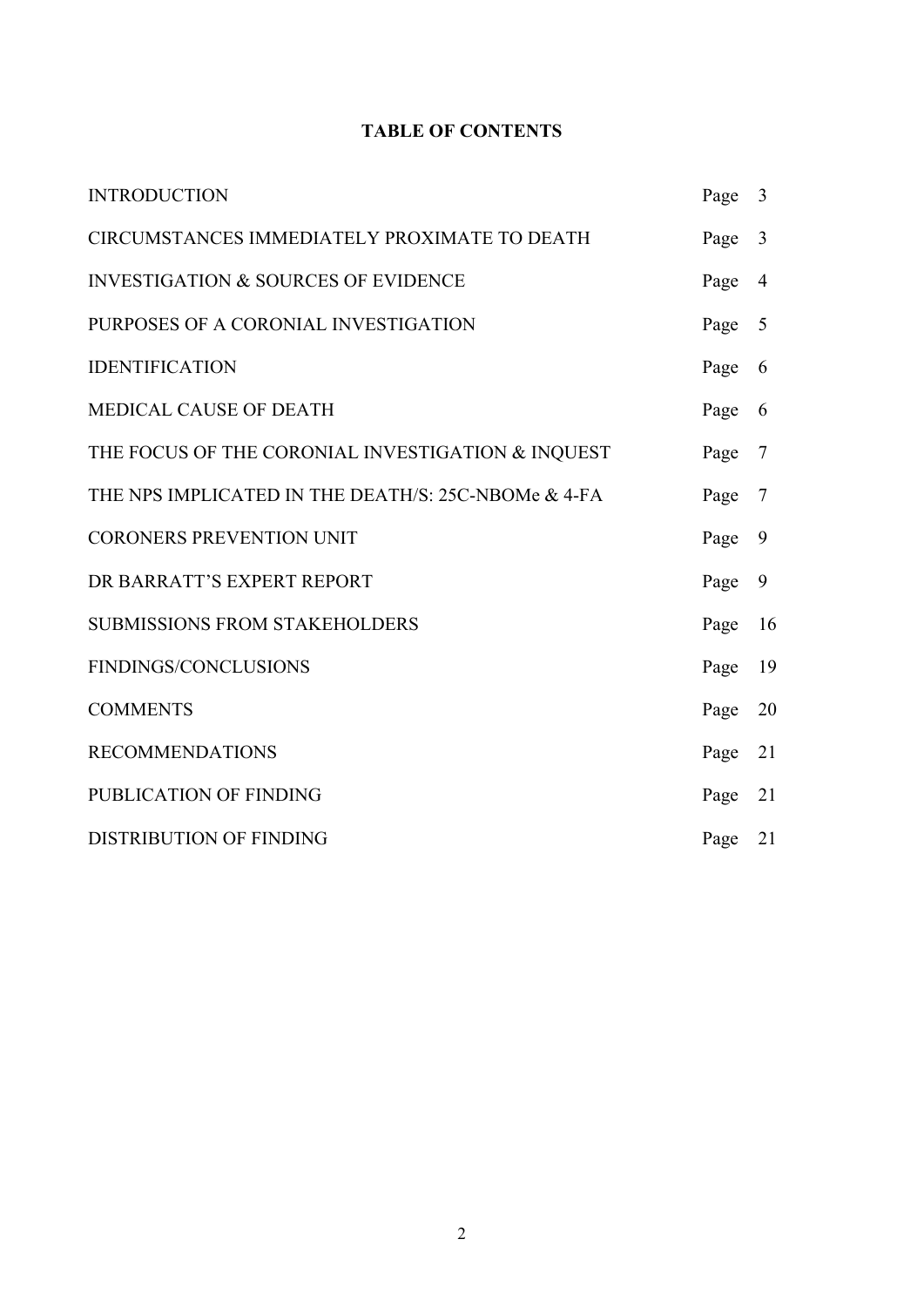**TABLE OF CONTENTS**

| | |
|---|---|
| INTRODUCTION | Page 3 |
| CIRCUMSTANCES IMMEDIATELY PROXIMATE TO DEATH | Page 3 |
| INVESTIGATION & SOURCES OF EVIDENCE | Page 4 |
| PURPOSES OF A CORONIAL INVESTIGATION | Page 5 |
| IDENTIFICATION | Page 6 |
| MEDICAL CAUSE OF DEATH | Page 6 |
| THE FOCUS OF THE CORONIAL INVESTIGATION & INQUEST | Page 7 |
| THE NPS IMPLICATED IN THE DEATH/S: 25C-NBOMe & 4-FA | Page 7 |
| CORONERS PREVENTION UNIT | Page 9 |
| DR BARRATT'S EXPERT REPORT | Page 9 |
| SUBMISSIONS FROM STAKEHOLDERS | Page 16 |
| FINDINGS/CONCLUSIONS | Page 19 |
| COMMENTS | Page 20 |
| RECOMMENDATIONS | Page 21 |
| PUBLICATION OF FINDING | Page 21 |
| DISTRIBUTION OF FINDING | Page 21 |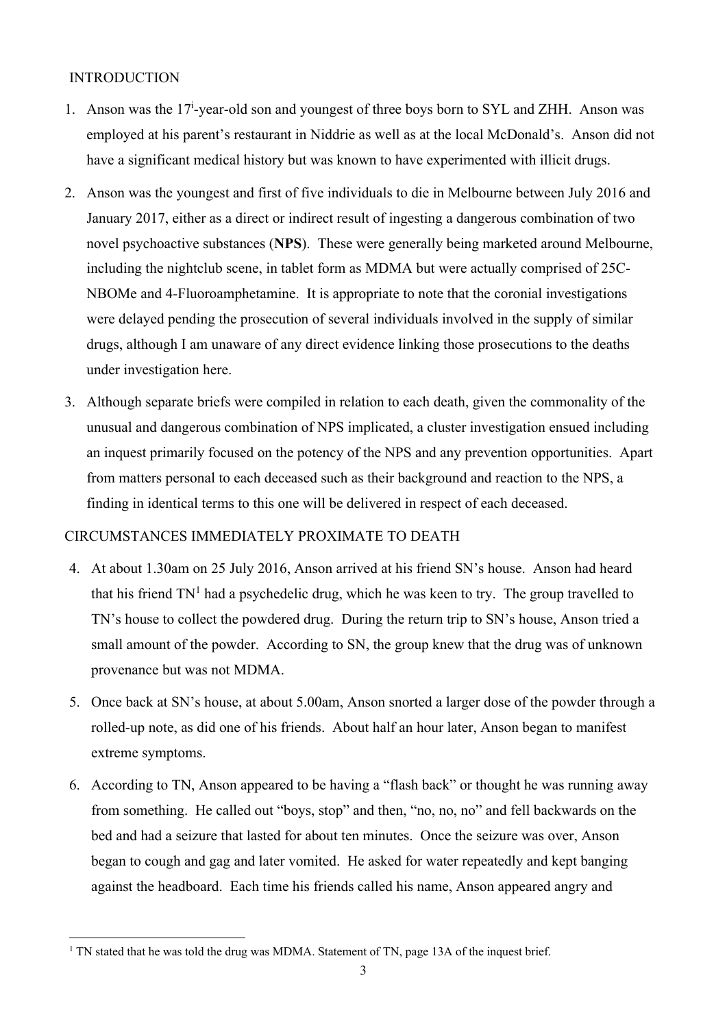## INTRODUCTION

1. Anson was the 17[i]-year-old son and youngest of three boys born to SYL and ZHH. Anson was employed at his parent's restaurant in Niddrie as well as at the local McDonald's. Anson did not have a significant medical history but was known to have experimented with illicit drugs.

2. Anson was the youngest and first of five individuals to die in Melbourne between July 2016 and January 2017, either as a direct or indirect result of ingesting a dangerous combination of two novel psychoactive substances (**NPS**). These were generally being marketed around Melbourne, including the nightclub scene, in tablet form as MDMA but were actually comprised of 25C-NBOMe and 4-Fluoroamphetamine. It is appropriate to note that the coronial investigations were delayed pending the prosecution of several individuals involved in the supply of similar drugs, although I am unaware of any direct evidence linking those prosecutions to the deaths under investigation here.

3. Although separate briefs were compiled in relation to each death, given the commonality of the unusual and dangerous combination of NPS implicated, a cluster investigation ensued including an inquest primarily focused on the potency of the NPS and any prevention opportunities. Apart from matters personal to each deceased such as their background and reaction to the NPS, a finding in identical terms to this one will be delivered in respect of each deceased.

## CIRCUMSTANCES IMMEDIATELY PROXIMATE TO DEATH

4. At about 1.30am on 25 July 2016, Anson arrived at his friend SN's house. Anson had heard that his friend TN[1] had a psychedelic drug, which he was keen to try. The group travelled to TN's house to collect the powdered drug. During the return trip to SN's house, Anson tried a small amount of the powder. According to SN, the group knew that the drug was of unknown provenance but was not MDMA.

5. Once back at SN's house, at about 5.00am, Anson snorted a larger dose of the powder through a rolled-up note, as did one of his friends. About half an hour later, Anson began to manifest extreme symptoms.

6. According to TN, Anson appeared to be having a "flash back" or thought he was running away from something. He called out "boys, stop" and then, "no, no, no" and fell backwards on the bed and had a seizure that lasted for about ten minutes. Once the seizure was over, Anson began to cough and gag and later vomited. He asked for water repeatedly and kept banging against the headboard. Each time his friends called his name, Anson appeared angry and

---

[1] TN stated that he was told the drug was MDMA. Statement of TN, page 13A of the inquest brief.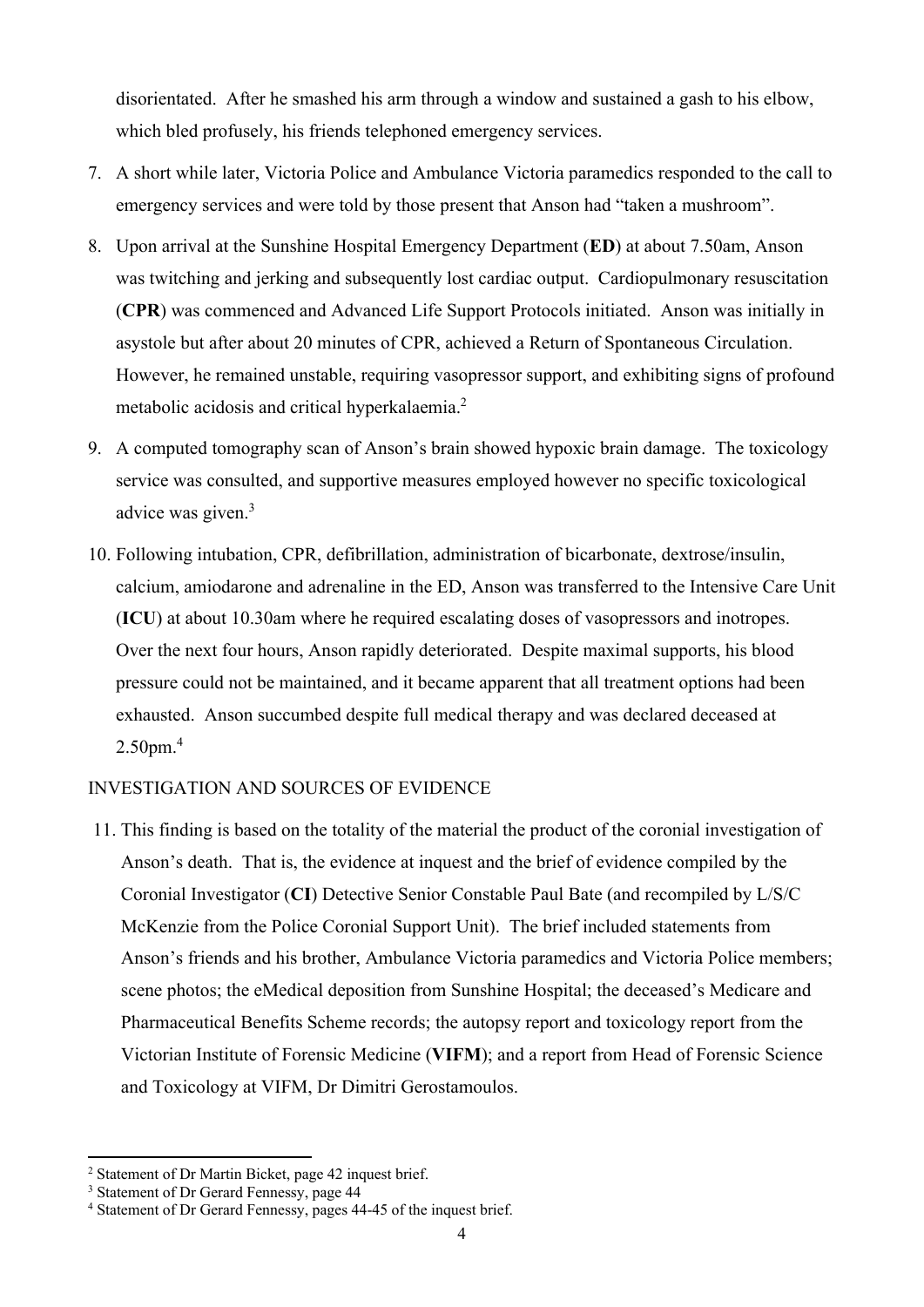disorientated. After he smashed his arm through a window and sustained a gash to his elbow, which bled profusely, his friends telephoned emergency services.

7. A short while later, Victoria Police and Ambulance Victoria paramedics responded to the call to emergency services and were told by those present that Anson had "taken a mushroom".

8. Upon arrival at the Sunshine Hospital Emergency Department (**ED**) at about 7.50am, Anson was twitching and jerking and subsequently lost cardiac output. Cardiopulmonary resuscitation (**CPR**) was commenced and Advanced Life Support Protocols initiated. Anson was initially in asystole but after about 20 minutes of CPR, achieved a Return of Spontaneous Circulation. However, he remained unstable, requiring vasopressor support, and exhibiting signs of profound metabolic acidosis and critical hyperkalaemia.[2]

9. A computed tomography scan of Anson's brain showed hypoxic brain damage. The toxicology service was consulted, and supportive measures employed however no specific toxicological advice was given.[3]

10. Following intubation, CPR, defibrillation, administration of bicarbonate, dextrose/insulin, calcium, amiodarone and adrenaline in the ED, Anson was transferred to the Intensive Care Unit (**ICU**) at about 10.30am where he required escalating doses of vasopressors and inotropes. Over the next four hours, Anson rapidly deteriorated. Despite maximal supports, his blood pressure could not be maintained, and it became apparent that all treatment options had been exhausted. Anson succumbed despite full medical therapy and was declared deceased at 2.50pm.[4]

## INVESTIGATION AND SOURCES OF EVIDENCE

11. This finding is based on the totality of the material the product of the coronial investigation of Anson's death. That is, the evidence at inquest and the brief of evidence compiled by the Coronial Investigator (**CI**) Detective Senior Constable Paul Bate (and recompiled by L/S/C McKenzie from the Police Coronial Support Unit). The brief included statements from Anson's friends and his brother, Ambulance Victoria paramedics and Victoria Police members; scene photos; the eMedical deposition from Sunshine Hospital; the deceased's Medicare and Pharmaceutical Benefits Scheme records; the autopsy report and toxicology report from the Victorian Institute of Forensic Medicine (**VIFM**); and a report from Head of Forensic Science and Toxicology at VIFM, Dr Dimitri Gerostamoulos.

---

[2] Statement of Dr Martin Bicket, page 42 inquest brief.

[3] Statement of Dr Gerard Fennessy, page 44

[4] Statement of Dr Gerard Fennessy, pages 44-45 of the inquest brief.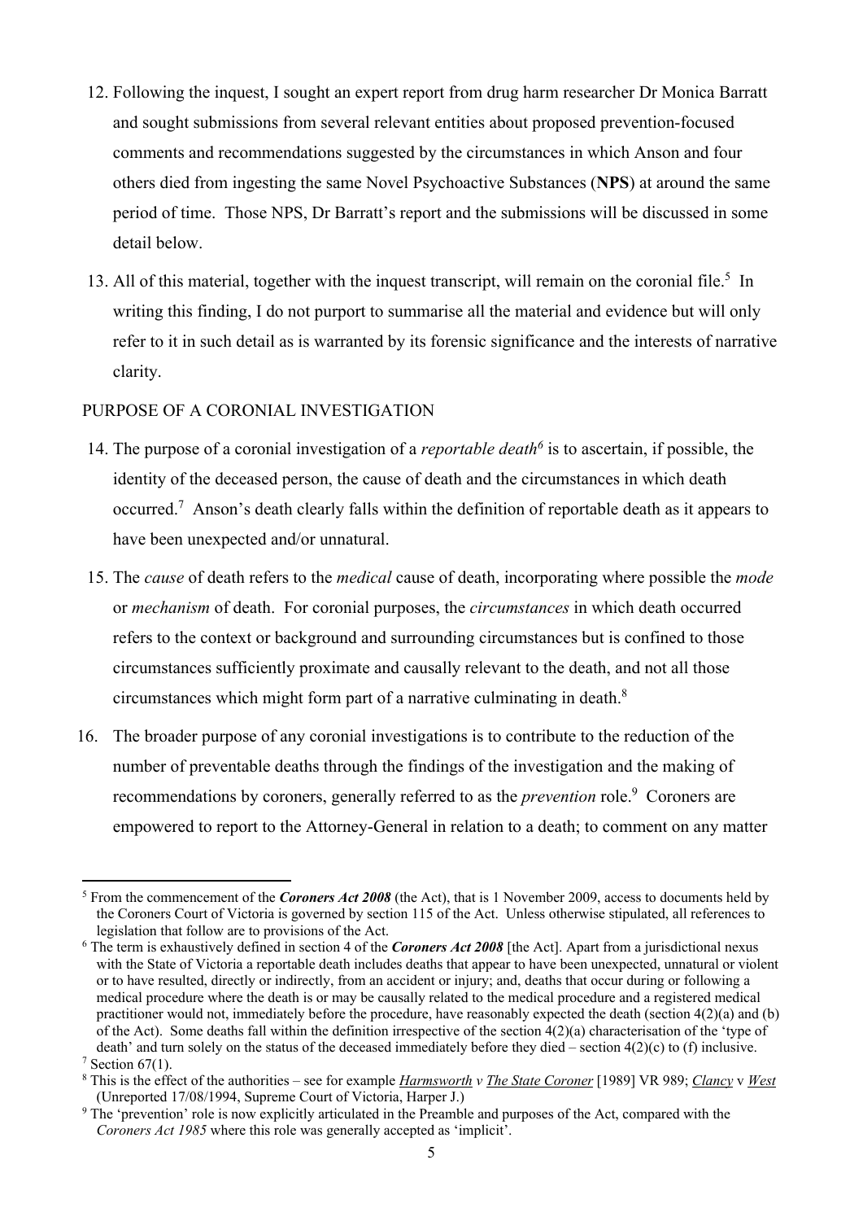12. Following the inquest, I sought an expert report from drug harm researcher Dr Monica Barratt and sought submissions from several relevant entities about proposed prevention-focused comments and recommendations suggested by the circumstances in which Anson and four others died from ingesting the same Novel Psychoactive Substances (**NPS**) at around the same period of time. Those NPS, Dr Barratt's report and the submissions will be discussed in some detail below.

13. All of this material, together with the inquest transcript, will remain on the coronial file.[5] In writing this finding, I do not purport to summarise all the material and evidence but will only refer to it in such detail as is warranted by its forensic significance and the interests of narrative clarity.

## PURPOSE OF A CORONIAL INVESTIGATION

14. The purpose of a coronial investigation of a *reportable death*[6] is to ascertain, if possible, the identity of the deceased person, the cause of death and the circumstances in which death occurred.[7] Anson's death clearly falls within the definition of reportable death as it appears to have been unexpected and/or unnatural.

15. The *cause* of death refers to the *medical* cause of death, incorporating where possible the *mode* or *mechanism* of death. For coronial purposes, the *circumstances* in which death occurred refers to the context or background and surrounding circumstances but is confined to those circumstances sufficiently proximate and causally relevant to the death, and not all those circumstances which might form part of a narrative culminating in death.[8]

16. The broader purpose of any coronial investigations is to contribute to the reduction of the number of preventable deaths through the findings of the investigation and the making of recommendations by coroners, generally referred to as the *prevention* role.[9] Coroners are empowered to report to the Attorney-General in relation to a death; to comment on any matter

---

[5] From the commencement of the ***Coroners Act 2008*** (the Act), that is 1 November 2009, access to documents held by the Coroners Court of Victoria is governed by section 115 of the Act. Unless otherwise stipulated, all references to legislation that follow are to provisions of the Act.

[6] The term is exhaustively defined in section 4 of the ***Coroners Act 2008*** [the Act]. Apart from a jurisdictional nexus with the State of Victoria a reportable death includes deaths that appear to have been unexpected, unnatural or violent or to have resulted, directly or indirectly, from an accident or injury; and, deaths that occur during or following a medical procedure where the death is or may be causally related to the medical procedure and a registered medical practitioner would not, immediately before the procedure, have reasonably expected the death (section 4(2)(a) and (b) of the Act). Some deaths fall within the definition irrespective of the section 4(2)(a) characterisation of the 'type of death' and turn solely on the status of the deceased immediately before they died – section 4(2)(c) to (f) inclusive.

[7] Section 67(1).

[8] This is the effect of the authorities – see for example *Harmsworth v The State Coroner* [1989] VR 989; *Clancy* v *West* (Unreported 17/08/1994, Supreme Court of Victoria, Harper J.)

[9] The 'prevention' role is now explicitly articulated in the Preamble and purposes of the Act, compared with the *Coroners Act 1985* where this role was generally accepted as 'implicit'.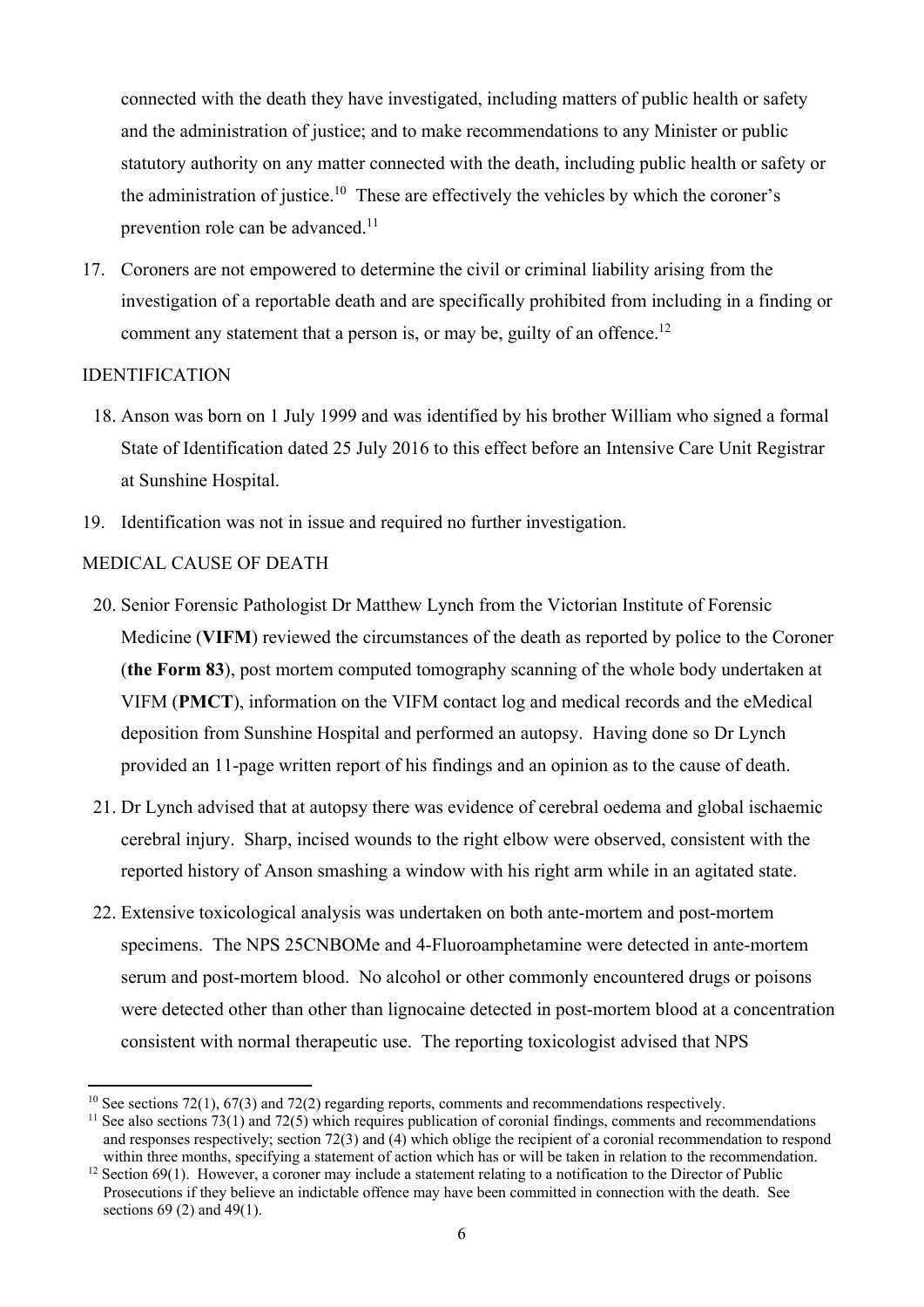connected with the death they have investigated, including matters of public health or safety and the administration of justice; and to make recommendations to any Minister or public statutory authority on any matter connected with the death, including public health or safety or the administration of justice.[10] These are effectively the vehicles by which the coroner's prevention role can be advanced.[11]

17. Coroners are not empowered to determine the civil or criminal liability arising from the investigation of a reportable death and are specifically prohibited from including in a finding or comment any statement that a person is, or may be, guilty of an offence.[12]

## IDENTIFICATION

18. Anson was born on 1 July 1999 and was identified by his brother William who signed a formal State of Identification dated 25 July 2016 to this effect before an Intensive Care Unit Registrar at Sunshine Hospital.

19. Identification was not in issue and required no further investigation.

## MEDICAL CAUSE OF DEATH

20. Senior Forensic Pathologist Dr Matthew Lynch from the Victorian Institute of Forensic Medicine (**VIFM**) reviewed the circumstances of the death as reported by police to the Coroner (**the Form 83**), post mortem computed tomography scanning of the whole body undertaken at VIFM (**PMCT**), information on the VIFM contact log and medical records and the eMedical deposition from Sunshine Hospital and performed an autopsy. Having done so Dr Lynch provided an 11-page written report of his findings and an opinion as to the cause of death.

21. Dr Lynch advised that at autopsy there was evidence of cerebral oedema and global ischaemic cerebral injury. Sharp, incised wounds to the right elbow were observed, consistent with the reported history of Anson smashing a window with his right arm while in an agitated state.

22. Extensive toxicological analysis was undertaken on both ante-mortem and post-mortem specimens. The NPS 25CNBOMe and 4-Fluoroamphetamine were detected in ante-mortem serum and post-mortem blood. No alcohol or other commonly encountered drugs or poisons were detected other than other than lignocaine detected in post-mortem blood at a concentration consistent with normal therapeutic use. The reporting toxicologist advised that NPS

---

[10] See sections 72(1), 67(3) and 72(2) regarding reports, comments and recommendations respectively.

[11] See also sections 73(1) and 72(5) which requires publication of coronial findings, comments and recommendations and responses respectively; section 72(3) and (4) which oblige the recipient of a coronial recommendation to respond within three months, specifying a statement of action which has or will be taken in relation to the recommendation.

[12] Section 69(1). However, a coroner may include a statement relating to a notification to the Director of Public Prosecutions if they believe an indictable offence may have been committed in connection with the death. See sections 69 (2) and 49(1).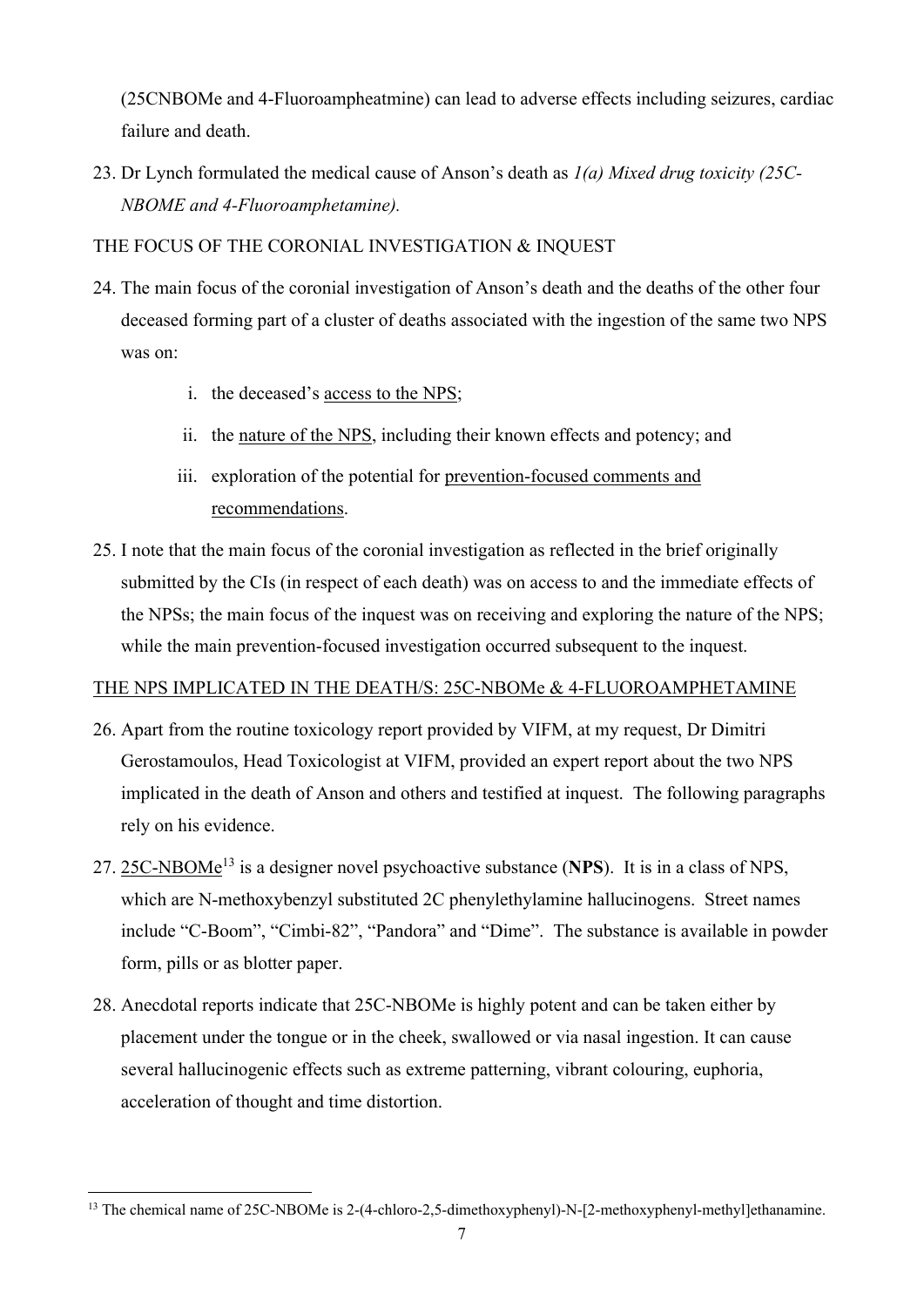(25CNBOMe and 4-Fluoroampheatmine) can lead to adverse effects including seizures, cardiac failure and death.

23. Dr Lynch formulated the medical cause of Anson's death as *1(a) Mixed drug toxicity (25C-NBOME and 4-Fluoroamphetamine).*

THE FOCUS OF THE CORONIAL INVESTIGATION & INQUEST

24. The main focus of the coronial investigation of Anson's death and the deaths of the other four deceased forming part of a cluster of deaths associated with the ingestion of the same two NPS was on:

    i. the deceased's <u>access to the NPS</u>;

    ii. the <u>nature of the NPS</u>, including their known effects and potency; and

    iii. exploration of the potential for <u>prevention-focused comments and recommendations</u>.

25. I note that the main focus of the coronial investigation as reflected in the brief originally submitted by the CIs (in respect of each death) was on access to and the immediate effects of the NPSs; the main focus of the inquest was on receiving and exploring the nature of the NPS; while the main prevention-focused investigation occurred subsequent to the inquest.

<u>THE NPS IMPLICATED IN THE DEATH/S: 25C-NBOMe & 4-FLUOROAMPHETAMINE</u>

26. Apart from the routine toxicology report provided by VIFM, at my request, Dr Dimitri Gerostamoulos, Head Toxicologist at VIFM, provided an expert report about the two NPS implicated in the death of Anson and others and testified at inquest. The following paragraphs rely on his evidence.

27. <u>25C-NBOMe</u>[13] is a designer novel psychoactive substance (**NPS**). It is in a class of NPS, which are N-methoxybenzyl substituted 2C phenylethylamine hallucinogens. Street names include "C-Boom", "Cimbi-82", "Pandora" and "Dime". The substance is available in powder form, pills or as blotter paper.

28. Anecdotal reports indicate that 25C-NBOMe is highly potent and can be taken either by placement under the tongue or in the cheek, swallowed or via nasal ingestion. It can cause several hallucinogenic effects such as extreme patterning, vibrant colouring, euphoria, acceleration of thought and time distortion.

---

[13] The chemical name of 25C-NBOMe is 2-(4-chloro-2,5-dimethoxyphenyl)-N-[2-methoxyphenyl-methyl]ethanamine.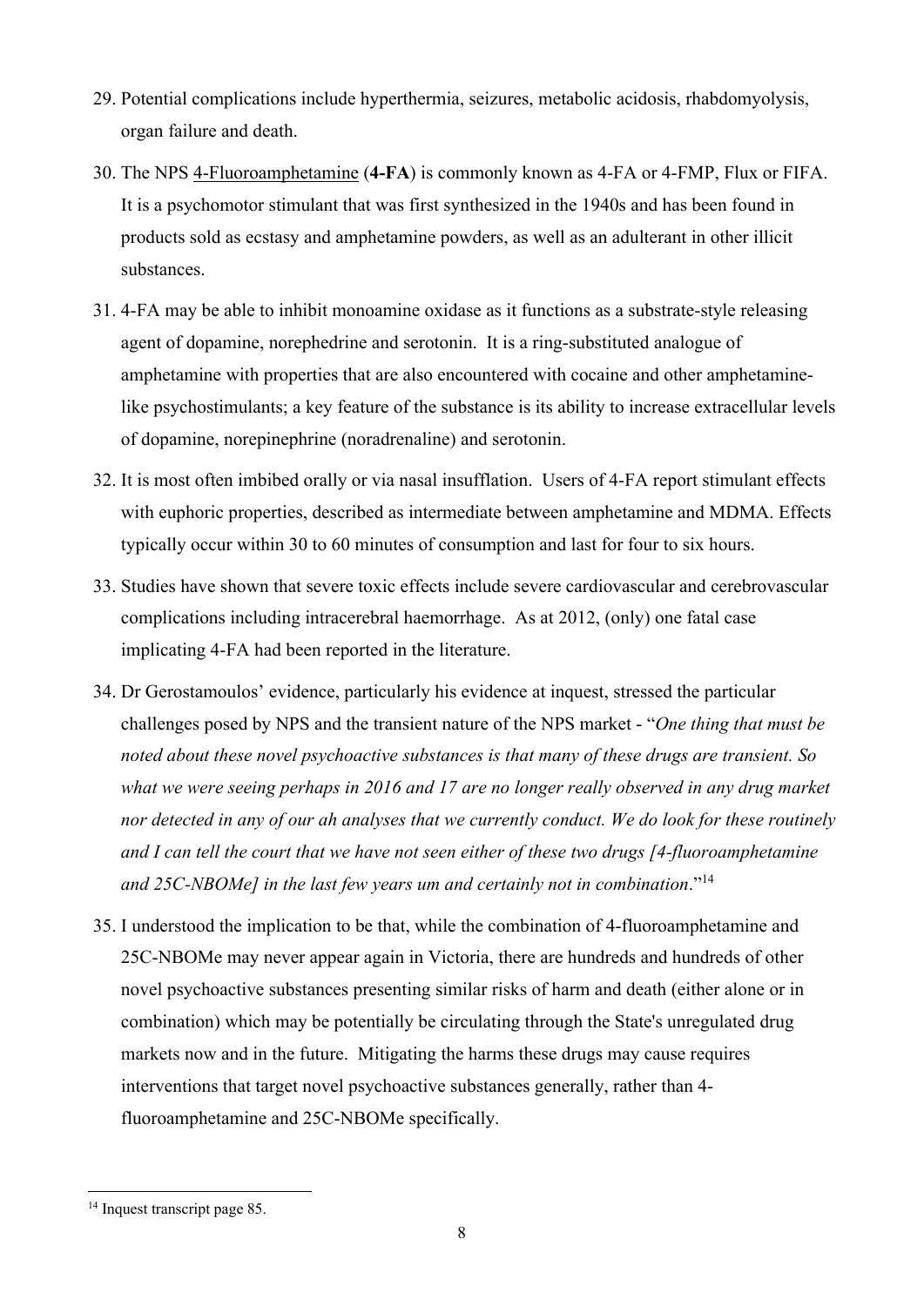29. Potential complications include hyperthermia, seizures, metabolic acidosis, rhabdomyolysis, organ failure and death.

30. The NPS 4-Fluoroamphetamine (**4-FA**) is commonly known as 4-FA or 4-FMP, Flux or FIFA. It is a psychomotor stimulant that was first synthesized in the 1940s and has been found in products sold as ecstasy and amphetamine powders, as well as an adulterant in other illicit substances.

31. 4-FA may be able to inhibit monoamine oxidase as it functions as a substrate-style releasing agent of dopamine, norephedrine and serotonin. It is a ring-substituted analogue of amphetamine with properties that are also encountered with cocaine and other amphetamine-like psychostimulants; a key feature of the substance is its ability to increase extracellular levels of dopamine, norepinephrine (noradrenaline) and serotonin.

32. It is most often imbibed orally or via nasal insufflation. Users of 4-FA report stimulant effects with euphoric properties, described as intermediate between amphetamine and MDMA. Effects typically occur within 30 to 60 minutes of consumption and last for four to six hours.

33. Studies have shown that severe toxic effects include severe cardiovascular and cerebrovascular complications including intracerebral haemorrhage. As at 2012, (only) one fatal case implicating 4-FA had been reported in the literature.

34. Dr Gerostamoulos' evidence, particularly his evidence at inquest, stressed the particular challenges posed by NPS and the transient nature of the NPS market - "*One thing that must be noted about these novel psychoactive substances is that many of these drugs are transient. So what we were seeing perhaps in 2016 and 17 are no longer really observed in any drug market nor detected in any of our ah analyses that we currently conduct. We do look for these routinely and I can tell the court that we have not seen either of these two drugs [4-fluoroamphetamine and 25C-NBOMe] in the last few years um and certainly not in combination*."[14]

35. I understood the implication to be that, while the combination of 4-fluoroamphetamine and 25C-NBOMe may never appear again in Victoria, there are hundreds and hundreds of other novel psychoactive substances presenting similar risks of harm and death (either alone or in combination) which may be potentially be circulating through the State's unregulated drug markets now and in the future. Mitigating the harms these drugs may cause requires interventions that target novel psychoactive substances generally, rather than 4-fluoroamphetamine and 25C-NBOMe specifically.

---

[14] Inquest transcript page 85.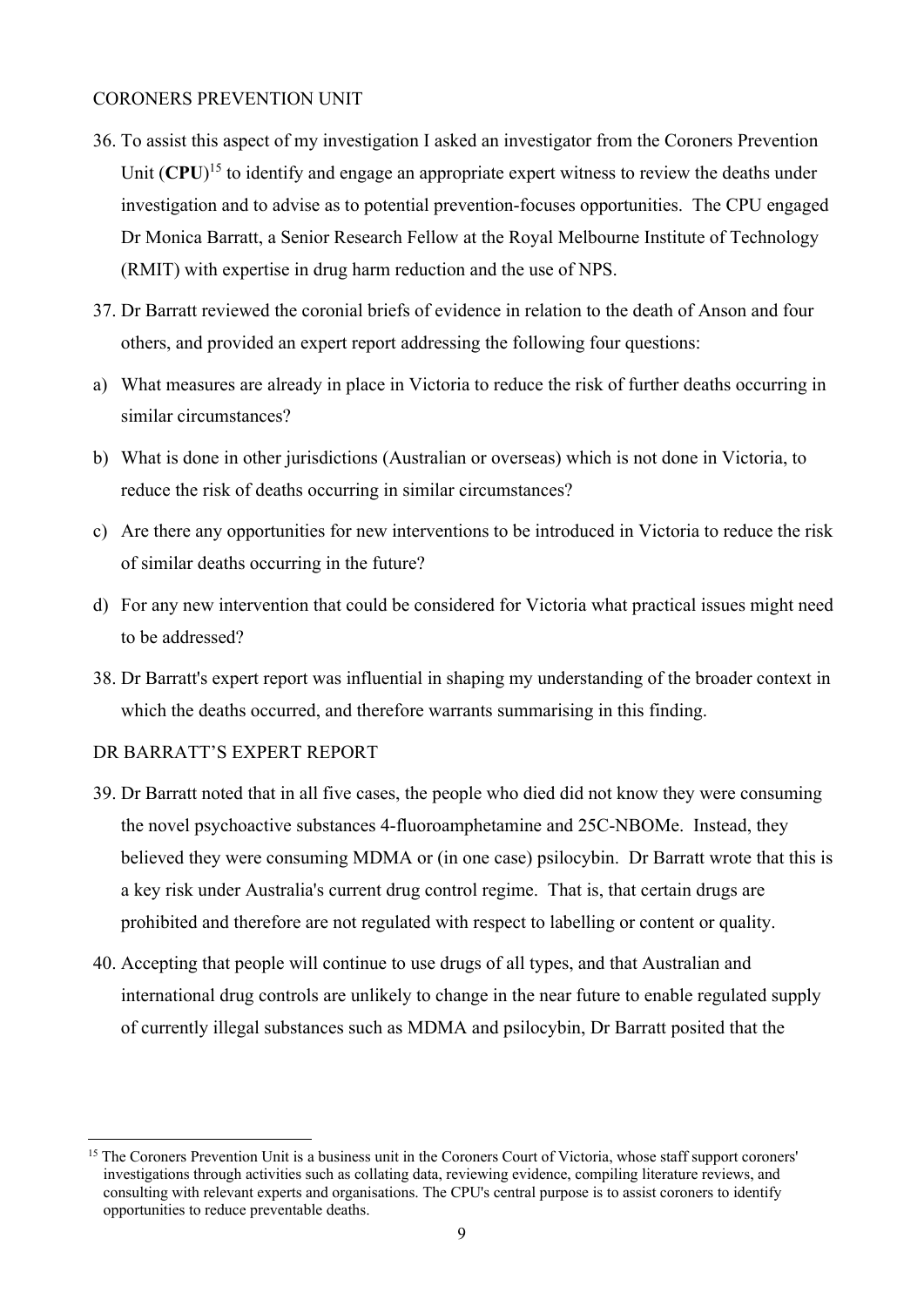## CORONERS PREVENTION UNIT

36. To assist this aspect of my investigation I asked an investigator from the Coroners Prevention Unit (**CPU**)[15] to identify and engage an appropriate expert witness to review the deaths under investigation and to advise as to potential prevention-focuses opportunities. The CPU engaged Dr Monica Barratt, a Senior Research Fellow at the Royal Melbourne Institute of Technology (RMIT) with expertise in drug harm reduction and the use of NPS.

37. Dr Barratt reviewed the coronial briefs of evidence in relation to the death of Anson and four others, and provided an expert report addressing the following four questions:

a) What measures are already in place in Victoria to reduce the risk of further deaths occurring in similar circumstances?

b) What is done in other jurisdictions (Australian or overseas) which is not done in Victoria, to reduce the risk of deaths occurring in similar circumstances?

c) Are there any opportunities for new interventions to be introduced in Victoria to reduce the risk of similar deaths occurring in the future?

d) For any new intervention that could be considered for Victoria what practical issues might need to be addressed?

38. Dr Barratt's expert report was influential in shaping my understanding of the broader context in which the deaths occurred, and therefore warrants summarising in this finding.

## DR BARRATT'S EXPERT REPORT

39. Dr Barratt noted that in all five cases, the people who died did not know they were consuming the novel psychoactive substances 4-fluoroamphetamine and 25C-NBOMe. Instead, they believed they were consuming MDMA or (in one case) psilocybin. Dr Barratt wrote that this is a key risk under Australia's current drug control regime. That is, that certain drugs are prohibited and therefore are not regulated with respect to labelling or content or quality.

40. Accepting that people will continue to use drugs of all types, and that Australian and international drug controls are unlikely to change in the near future to enable regulated supply of currently illegal substances such as MDMA and psilocybin, Dr Barratt posited that the

---

[15] The Coroners Prevention Unit is a business unit in the Coroners Court of Victoria, whose staff support coroners' investigations through activities such as collating data, reviewing evidence, compiling literature reviews, and consulting with relevant experts and organisations. The CPU's central purpose is to assist coroners to identify opportunities to reduce preventable deaths.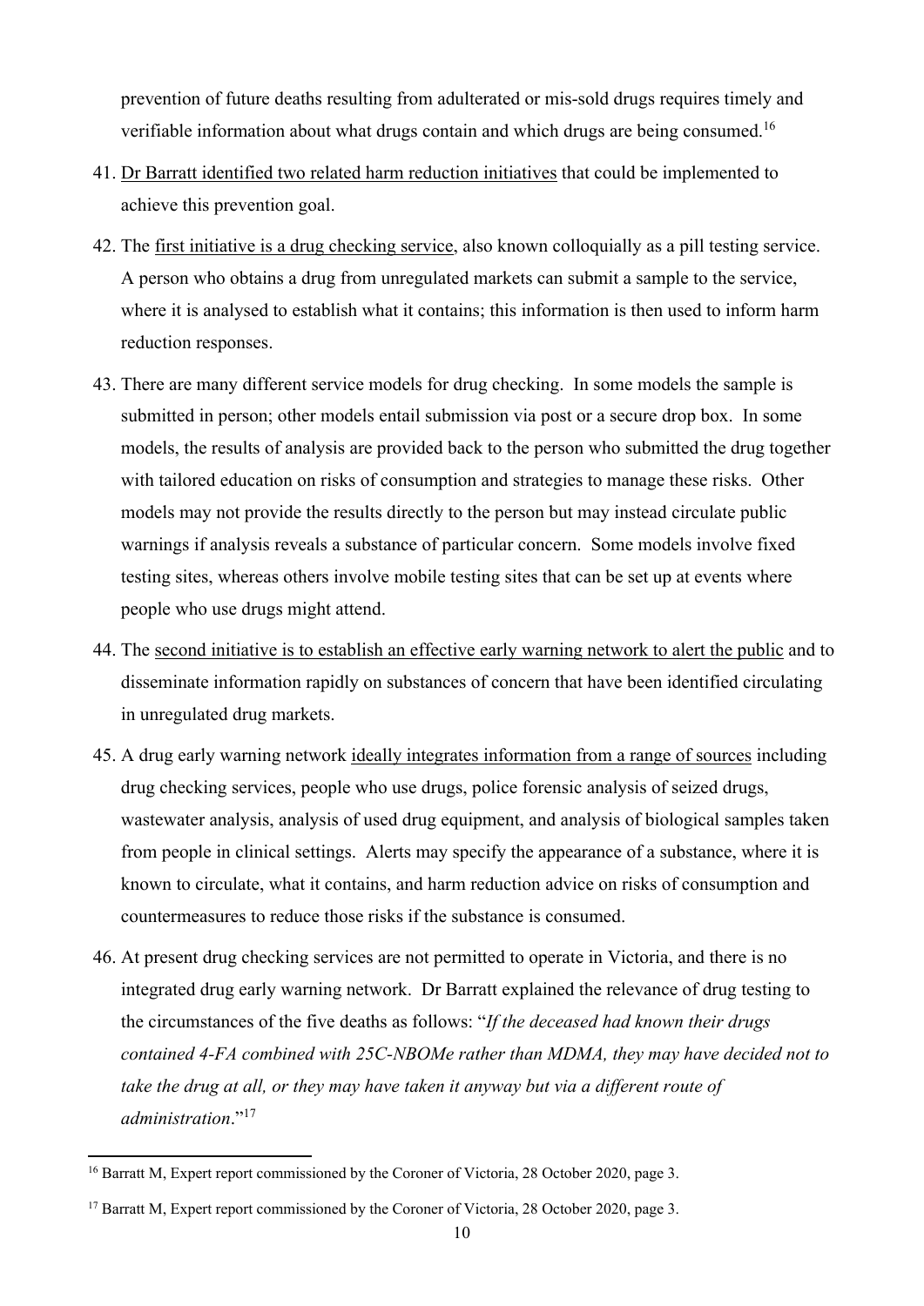prevention of future deaths resulting from adulterated or mis-sold drugs requires timely and verifiable information about what drugs contain and which drugs are being consumed.[16]

41. Dr Barratt identified two related harm reduction initiatives that could be implemented to achieve this prevention goal.

42. The first initiative is a drug checking service, also known colloquially as a pill testing service. A person who obtains a drug from unregulated markets can submit a sample to the service, where it is analysed to establish what it contains; this information is then used to inform harm reduction responses.

43. There are many different service models for drug checking. In some models the sample is submitted in person; other models entail submission via post or a secure drop box. In some models, the results of analysis are provided back to the person who submitted the drug together with tailored education on risks of consumption and strategies to manage these risks. Other models may not provide the results directly to the person but may instead circulate public warnings if analysis reveals a substance of particular concern. Some models involve fixed testing sites, whereas others involve mobile testing sites that can be set up at events where people who use drugs might attend.

44. The second initiative is to establish an effective early warning network to alert the public and to disseminate information rapidly on substances of concern that have been identified circulating in unregulated drug markets.

45. A drug early warning network ideally integrates information from a range of sources including drug checking services, people who use drugs, police forensic analysis of seized drugs, wastewater analysis, analysis of used drug equipment, and analysis of biological samples taken from people in clinical settings. Alerts may specify the appearance of a substance, where it is known to circulate, what it contains, and harm reduction advice on risks of consumption and countermeasures to reduce those risks if the substance is consumed.

46. At present drug checking services are not permitted to operate in Victoria, and there is no integrated drug early warning network. Dr Barratt explained the relevance of drug testing to the circumstances of the five deaths as follows: "*If the deceased had known their drugs contained 4-FA combined with 25C-NBOMe rather than MDMA, they may have decided not to take the drug at all, or they may have taken it anyway but via a different route of administration*."[17]

---

[16] Barratt M, Expert report commissioned by the Coroner of Victoria, 28 October 2020, page 3.

[17] Barratt M, Expert report commissioned by the Coroner of Victoria, 28 October 2020, page 3.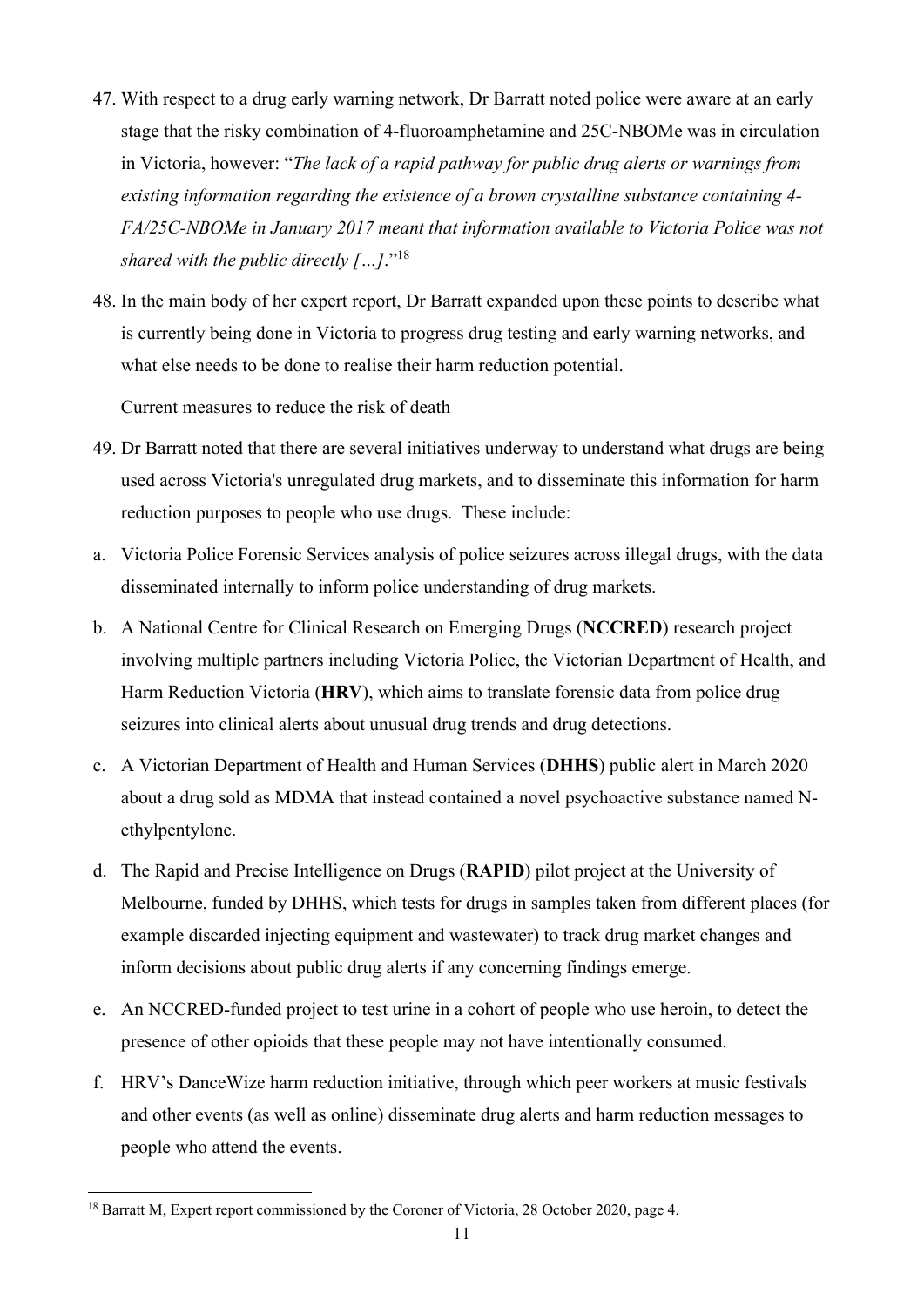47. With respect to a drug early warning network, Dr Barratt noted police were aware at an early stage that the risky combination of 4-fluoroamphetamine and 25C-NBOMe was in circulation in Victoria, however: "*The lack of a rapid pathway for public drug alerts or warnings from existing information regarding the existence of a brown crystalline substance containing 4-FA/25C-NBOMe in January 2017 meant that information available to Victoria Police was not shared with the public directly […]*."[18]

48. In the main body of her expert report, Dr Barratt expanded upon these points to describe what is currently being done in Victoria to progress drug testing and early warning networks, and what else needs to be done to realise their harm reduction potential.

<u>Current measures to reduce the risk of death</u>

49. Dr Barratt noted that there are several initiatives underway to understand what drugs are being used across Victoria's unregulated drug markets, and to disseminate this information for harm reduction purposes to people who use drugs. These include:

a. Victoria Police Forensic Services analysis of police seizures across illegal drugs, with the data disseminated internally to inform police understanding of drug markets.

b. A National Centre for Clinical Research on Emerging Drugs (**NCCRED**) research project involving multiple partners including Victoria Police, the Victorian Department of Health, and Harm Reduction Victoria (**HRV**), which aims to translate forensic data from police drug seizures into clinical alerts about unusual drug trends and drug detections.

c. A Victorian Department of Health and Human Services (**DHHS**) public alert in March 2020 about a drug sold as MDMA that instead contained a novel psychoactive substance named N-ethylpentylone.

d. The Rapid and Precise Intelligence on Drugs (**RAPID**) pilot project at the University of Melbourne, funded by DHHS, which tests for drugs in samples taken from different places (for example discarded injecting equipment and wastewater) to track drug market changes and inform decisions about public drug alerts if any concerning findings emerge.

e. An NCCRED-funded project to test urine in a cohort of people who use heroin, to detect the presence of other opioids that these people may not have intentionally consumed.

f. HRV's DanceWize harm reduction initiative, through which peer workers at music festivals and other events (as well as online) disseminate drug alerts and harm reduction messages to people who attend the events.

---

[18] Barratt M, Expert report commissioned by the Coroner of Victoria, 28 October 2020, page 4.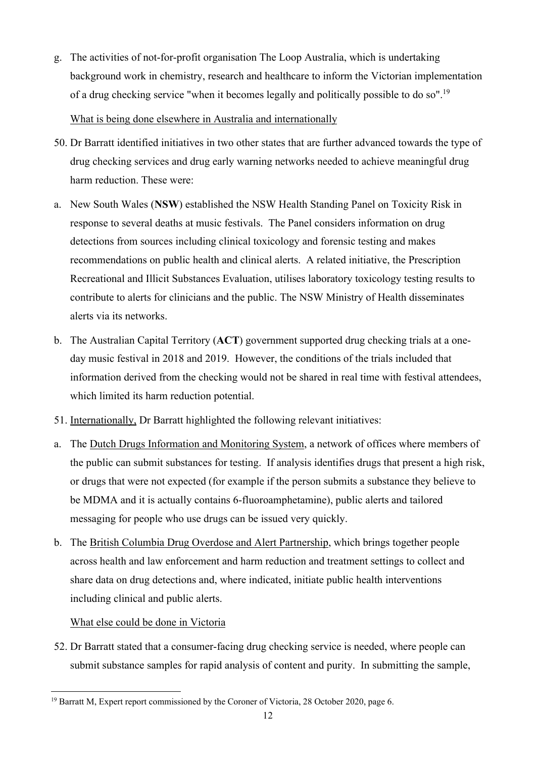g. The activities of not-for-profit organisation The Loop Australia, which is undertaking background work in chemistry, research and healthcare to inform the Victorian implementation of a drug checking service "when it becomes legally and politically possible to do so".[19]

What is being done elsewhere in Australia and internationally

50. Dr Barratt identified initiatives in two other states that are further advanced towards the type of drug checking services and drug early warning networks needed to achieve meaningful drug harm reduction. These were:

a. New South Wales (**NSW**) established the NSW Health Standing Panel on Toxicity Risk in response to several deaths at music festivals. The Panel considers information on drug detections from sources including clinical toxicology and forensic testing and makes recommendations on public health and clinical alerts. A related initiative, the Prescription Recreational and Illicit Substances Evaluation, utilises laboratory toxicology testing results to contribute to alerts for clinicians and the public. The NSW Ministry of Health disseminates alerts via its networks.

b. The Australian Capital Territory (**ACT**) government supported drug checking trials at a one-day music festival in 2018 and 2019. However, the conditions of the trials included that information derived from the checking would not be shared in real time with festival attendees, which limited its harm reduction potential.

51. Internationally, Dr Barratt highlighted the following relevant initiatives:

a. The Dutch Drugs Information and Monitoring System, a network of offices where members of the public can submit substances for testing. If analysis identifies drugs that present a high risk, or drugs that were not expected (for example if the person submits a substance they believe to be MDMA and it is actually contains 6-fluoroamphetamine), public alerts and tailored messaging for people who use drugs can be issued very quickly.

b. The British Columbia Drug Overdose and Alert Partnership, which brings together people across health and law enforcement and harm reduction and treatment settings to collect and share data on drug detections and, where indicated, initiate public health interventions including clinical and public alerts.

What else could be done in Victoria

52. Dr Barratt stated that a consumer-facing drug checking service is needed, where people can submit substance samples for rapid analysis of content and purity. In submitting the sample,

[19] Barratt M, Expert report commissioned by the Coroner of Victoria, 28 October 2020, page 6.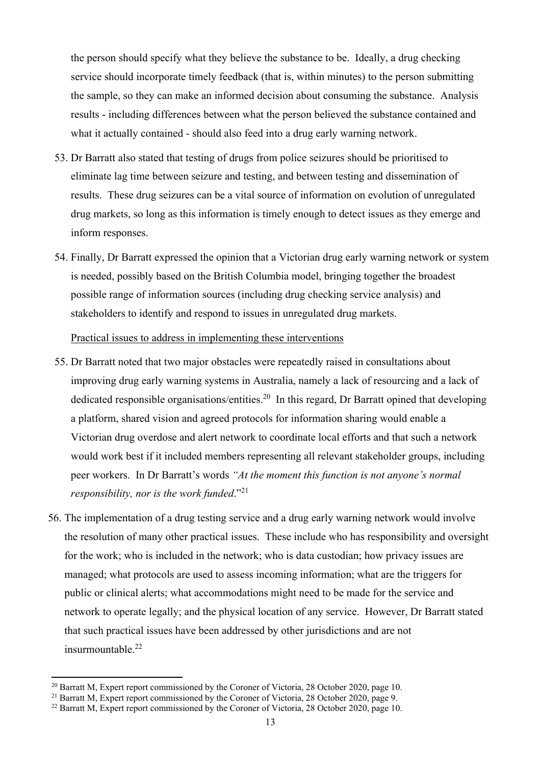the person should specify what they believe the substance to be. Ideally, a drug checking service should incorporate timely feedback (that is, within minutes) to the person submitting the sample, so they can make an informed decision about consuming the substance. Analysis results - including differences between what the person believed the substance contained and what it actually contained - should also feed into a drug early warning network.

53. Dr Barratt also stated that testing of drugs from police seizures should be prioritised to eliminate lag time between seizure and testing, and between testing and dissemination of results. These drug seizures can be a vital source of information on evolution of unregulated drug markets, so long as this information is timely enough to detect issues as they emerge and inform responses.

54. Finally, Dr Barratt expressed the opinion that a Victorian drug early warning network or system is needed, possibly based on the British Columbia model, bringing together the broadest possible range of information sources (including drug checking service analysis) and stakeholders to identify and respond to issues in unregulated drug markets.

<u>Practical issues to address in implementing these interventions</u>

55. Dr Barratt noted that two major obstacles were repeatedly raised in consultations about improving drug early warning systems in Australia, namely a lack of resourcing and a lack of dedicated responsible organisations/entities.[20] In this regard, Dr Barratt opined that developing a platform, shared vision and agreed protocols for information sharing would enable a Victorian drug overdose and alert network to coordinate local efforts and that such a network would work best if it included members representing all relevant stakeholder groups, including peer workers. In Dr Barratt's words *"At the moment this function is not anyone's normal responsibility, nor is the work funded*."[21]

56. The implementation of a drug testing service and a drug early warning network would involve the resolution of many other practical issues. These include who has responsibility and oversight for the work; who is included in the network; who is data custodian; how privacy issues are managed; what protocols are used to assess incoming information; what are the triggers for public or clinical alerts; what accommodations might need to be made for the service and network to operate legally; and the physical location of any service. However, Dr Barratt stated that such practical issues have been addressed by other jurisdictions and are not insurmountable.[22]

---

[20] Barratt M, Expert report commissioned by the Coroner of Victoria, 28 October 2020, page 10.

[21] Barratt M, Expert report commissioned by the Coroner of Victoria, 28 October 2020, page 9.

[22] Barratt M, Expert report commissioned by the Coroner of Victoria, 28 October 2020, page 10.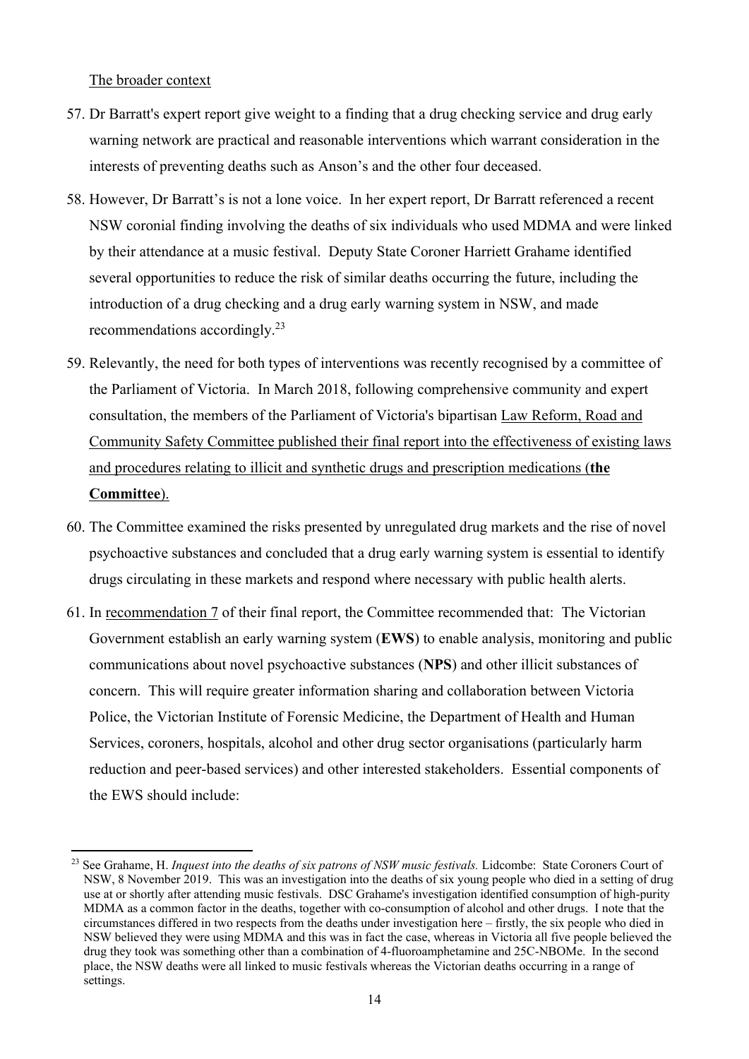The broader context

57. Dr Barratt's expert report give weight to a finding that a drug checking service and drug early warning network are practical and reasonable interventions which warrant consideration in the interests of preventing deaths such as Anson's and the other four deceased.

58. However, Dr Barratt's is not a lone voice. In her expert report, Dr Barratt referenced a recent NSW coronial finding involving the deaths of six individuals who used MDMA and were linked by their attendance at a music festival. Deputy State Coroner Harriett Grahame identified several opportunities to reduce the risk of similar deaths occurring the future, including the introduction of a drug checking and a drug early warning system in NSW, and made recommendations accordingly.[23]

59. Relevantly, the need for both types of interventions was recently recognised by a committee of the Parliament of Victoria. In March 2018, following comprehensive community and expert consultation, the members of the Parliament of Victoria's bipartisan Law Reform, Road and Community Safety Committee published their final report into the effectiveness of existing laws and procedures relating to illicit and synthetic drugs and prescription medications (**the Committee**).

60. The Committee examined the risks presented by unregulated drug markets and the rise of novel psychoactive substances and concluded that a drug early warning system is essential to identify drugs circulating in these markets and respond where necessary with public health alerts.

61. In recommendation 7 of their final report, the Committee recommended that: The Victorian Government establish an early warning system (**EWS**) to enable analysis, monitoring and public communications about novel psychoactive substances (**NPS**) and other illicit substances of concern. This will require greater information sharing and collaboration between Victoria Police, the Victorian Institute of Forensic Medicine, the Department of Health and Human Services, coroners, hospitals, alcohol and other drug sector organisations (particularly harm reduction and peer-based services) and other interested stakeholders. Essential components of the EWS should include:

---

[23] See Grahame, H. *Inquest into the deaths of six patrons of NSW music festivals.* Lidcombe: State Coroners Court of NSW, 8 November 2019. This was an investigation into the deaths of six young people who died in a setting of drug use at or shortly after attending music festivals. DSC Grahame's investigation identified consumption of high-purity MDMA as a common factor in the deaths, together with co-consumption of alcohol and other drugs. I note that the circumstances differed in two respects from the deaths under investigation here – firstly, the six people who died in NSW believed they were using MDMA and this was in fact the case, whereas in Victoria all five people believed the drug they took was something other than a combination of 4-fluoroamphetamine and 25C-NBOMe. In the second place, the NSW deaths were all linked to music festivals whereas the Victorian deaths occurring in a range of settings.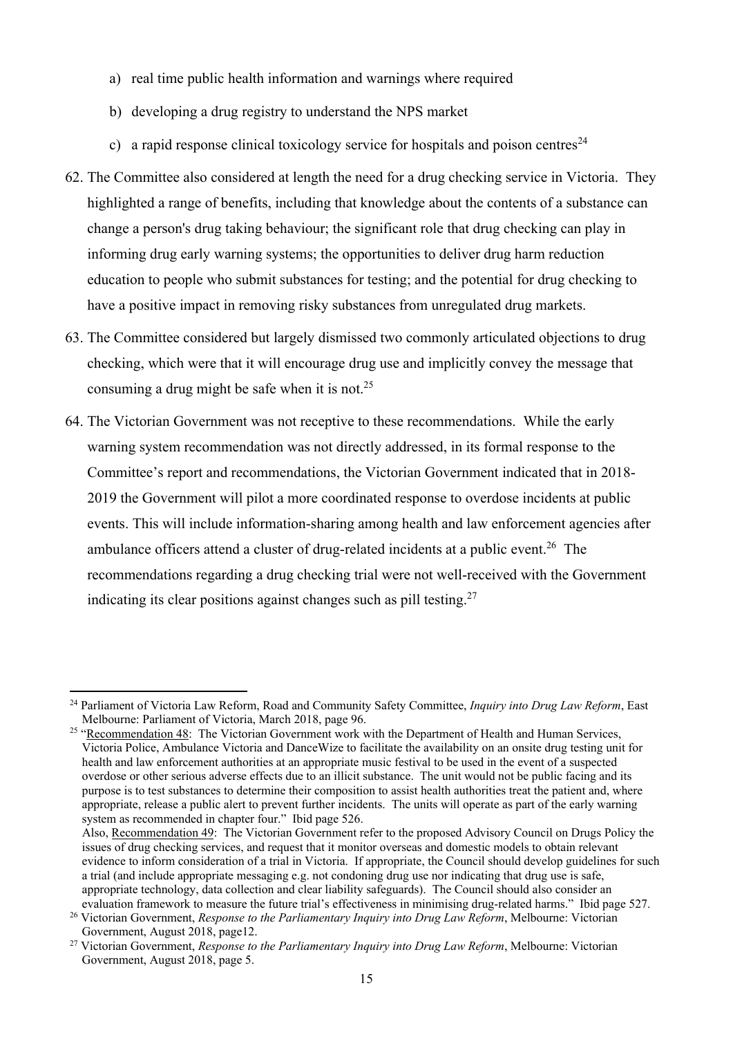a) real time public health information and warnings where required

b) developing a drug registry to understand the NPS market

c) a rapid response clinical toxicology service for hospitals and poison centres[24]

62. The Committee also considered at length the need for a drug checking service in Victoria. They highlighted a range of benefits, including that knowledge about the contents of a substance can change a person's drug taking behaviour; the significant role that drug checking can play in informing drug early warning systems; the opportunities to deliver drug harm reduction education to people who submit substances for testing; and the potential for drug checking to have a positive impact in removing risky substances from unregulated drug markets.

63. The Committee considered but largely dismissed two commonly articulated objections to drug checking, which were that it will encourage drug use and implicitly convey the message that consuming a drug might be safe when it is not.[25]

64. The Victorian Government was not receptive to these recommendations. While the early warning system recommendation was not directly addressed, in its formal response to the Committee's report and recommendations, the Victorian Government indicated that in 2018-2019 the Government will pilot a more coordinated response to overdose incidents at public events. This will include information-sharing among health and law enforcement agencies after ambulance officers attend a cluster of drug-related incidents at a public event.[26] The recommendations regarding a drug checking trial were not well-received with the Government indicating its clear positions against changes such as pill testing.[27]

---

[24] Parliament of Victoria Law Reform, Road and Community Safety Committee, *Inquiry into Drug Law Reform*, East Melbourne: Parliament of Victoria, March 2018, page 96.

[25] "Recommendation 48: The Victorian Government work with the Department of Health and Human Services, Victoria Police, Ambulance Victoria and DanceWize to facilitate the availability on an onsite drug testing unit for health and law enforcement authorities at an appropriate music festival to be used in the event of a suspected overdose or other serious adverse effects due to an illicit substance. The unit would not be public facing and its purpose is to test substances to determine their composition to assist health authorities treat the patient and, where appropriate, release a public alert to prevent further incidents. The units will operate as part of the early warning system as recommended in chapter four." Ibid page 526.
Also, Recommendation 49: The Victorian Government refer to the proposed Advisory Council on Drugs Policy the issues of drug checking services, and request that it monitor overseas and domestic models to obtain relevant evidence to inform consideration of a trial in Victoria. If appropriate, the Council should develop guidelines for such a trial (and include appropriate messaging e.g. not condoning drug use nor indicating that drug use is safe, appropriate technology, data collection and clear liability safeguards). The Council should also consider an evaluation framework to measure the future trial's effectiveness in minimising drug-related harms." Ibid page 527.

[26] Victorian Government, *Response to the Parliamentary Inquiry into Drug Law Reform*, Melbourne: Victorian Government, August 2018, page12.

[27] Victorian Government, *Response to the Parliamentary Inquiry into Drug Law Reform*, Melbourne: Victorian Government, August 2018, page 5.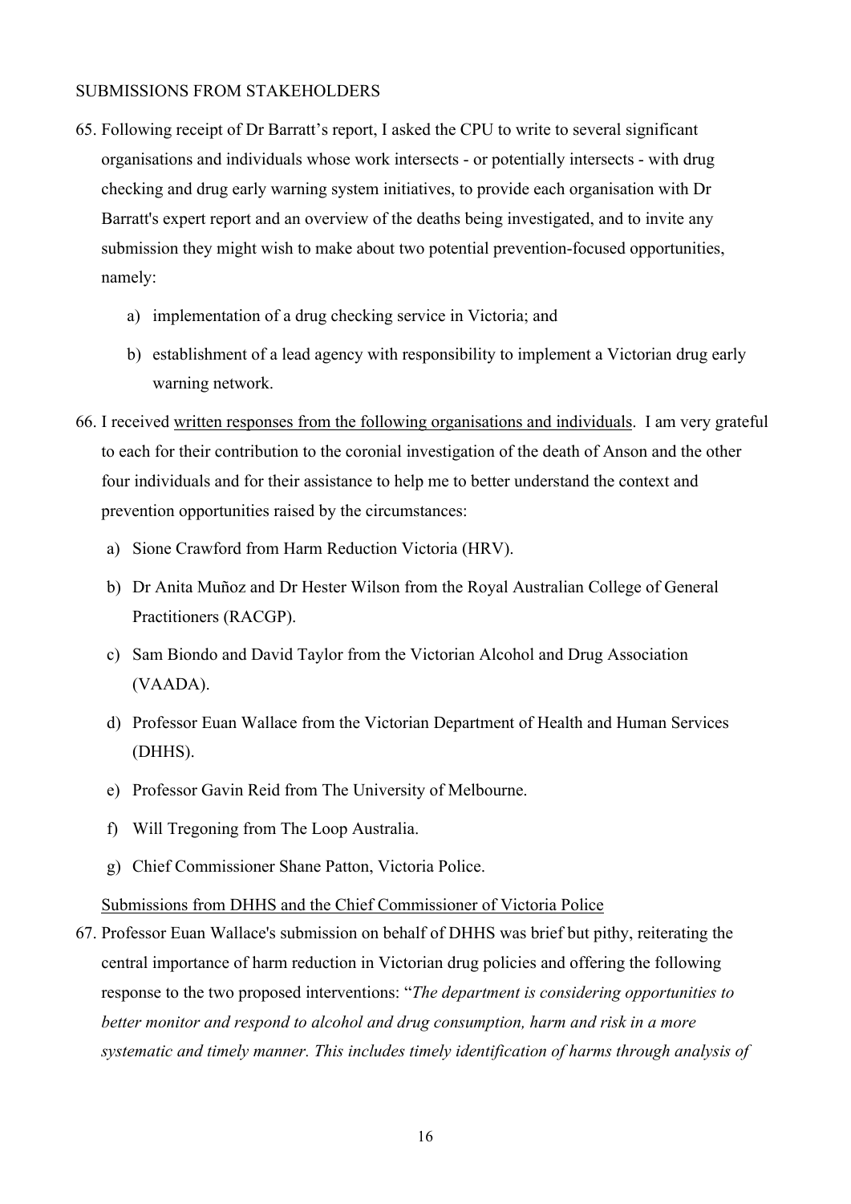SUBMISSIONS FROM STAKEHOLDERS

65. Following receipt of Dr Barratt's report, I asked the CPU to write to several significant organisations and individuals whose work intersects - or potentially intersects - with drug checking and drug early warning system initiatives, to provide each organisation with Dr Barratt's expert report and an overview of the deaths being investigated, and to invite any submission they might wish to make about two potential prevention-focused opportunities, namely:

    a) implementation of a drug checking service in Victoria; and

    b) establishment of a lead agency with responsibility to implement a Victorian drug early warning network.

66. I received <u>written responses from the following organisations and individuals</u>. I am very grateful to each for their contribution to the coronial investigation of the death of Anson and the other four individuals and for their assistance to help me to better understand the context and prevention opportunities raised by the circumstances:

    a) Sione Crawford from Harm Reduction Victoria (HRV).

    b) Dr Anita Muñoz and Dr Hester Wilson from the Royal Australian College of General Practitioners (RACGP).

    c) Sam Biondo and David Taylor from the Victorian Alcohol and Drug Association (VAADA).

    d) Professor Euan Wallace from the Victorian Department of Health and Human Services (DHHS).

    e) Professor Gavin Reid from The University of Melbourne.

    f) Will Tregoning from The Loop Australia.

    g) Chief Commissioner Shane Patton, Victoria Police.

<u>Submissions from DHHS and the Chief Commissioner of Victoria Police</u>

67. Professor Euan Wallace's submission on behalf of DHHS was brief but pithy, reiterating the central importance of harm reduction in Victorian drug policies and offering the following response to the two proposed interventions: "*The department is considering opportunities to better monitor and respond to alcohol and drug consumption, harm and risk in a more systematic and timely manner. This includes timely identification of harms through analysis of*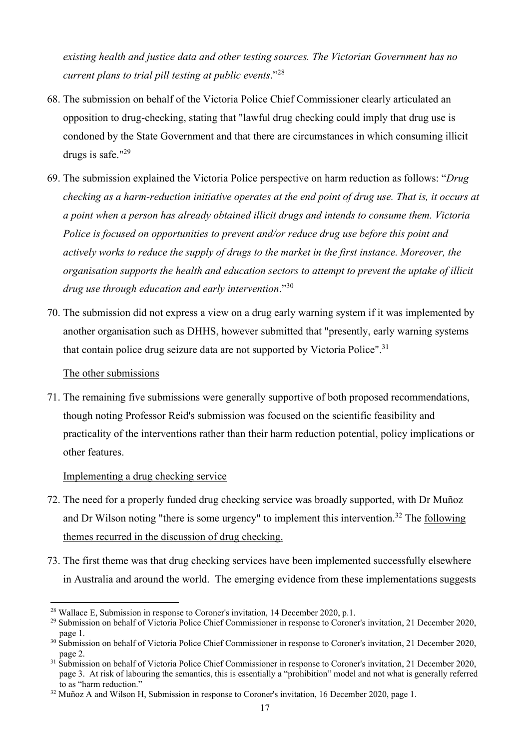*existing health and justice data and other testing sources. The Victorian Government has no current plans to trial pill testing at public events*."[28]

68. The submission on behalf of the Victoria Police Chief Commissioner clearly articulated an opposition to drug-checking, stating that "lawful drug checking could imply that drug use is condoned by the State Government and that there are circumstances in which consuming illicit drugs is safe."[29]

69. The submission explained the Victoria Police perspective on harm reduction as follows: "*Drug checking as a harm-reduction initiative operates at the end point of drug use. That is, it occurs at a point when a person has already obtained illicit drugs and intends to consume them. Victoria Police is focused on opportunities to prevent and/or reduce drug use before this point and actively works to reduce the supply of drugs to the market in the first instance. Moreover, the organisation supports the health and education sectors to attempt to prevent the uptake of illicit drug use through education and early intervention*."[30]

70. The submission did not express a view on a drug early warning system if it was implemented by another organisation such as DHHS, however submitted that "presently, early warning systems that contain police drug seizure data are not supported by Victoria Police".[31]

<u>The other submissions</u>

71. The remaining five submissions were generally supportive of both proposed recommendations, though noting Professor Reid's submission was focused on the scientific feasibility and practicality of the interventions rather than their harm reduction potential, policy implications or other features.

<u>Implementing a drug checking service</u>

72. The need for a properly funded drug checking service was broadly supported, with Dr Muñoz and Dr Wilson noting "there is some urgency" to implement this intervention.[32] The <u>following themes recurred in the discussion of drug checking.</u>

73. The first theme was that drug checking services have been implemented successfully elsewhere in Australia and around the world. The emerging evidence from these implementations suggests

---

[28] Wallace E, Submission in response to Coroner's invitation, 14 December 2020, p.1.

[29] Submission on behalf of Victoria Police Chief Commissioner in response to Coroner's invitation, 21 December 2020, page 1.

[30] Submission on behalf of Victoria Police Chief Commissioner in response to Coroner's invitation, 21 December 2020, page 2.

[31] Submission on behalf of Victoria Police Chief Commissioner in response to Coroner's invitation, 21 December 2020, page 3. At risk of labouring the semantics, this is essentially a "prohibition" model and not what is generally referred to as "harm reduction."

[32] Muñoz A and Wilson H, Submission in response to Coroner's invitation, 16 December 2020, page 1.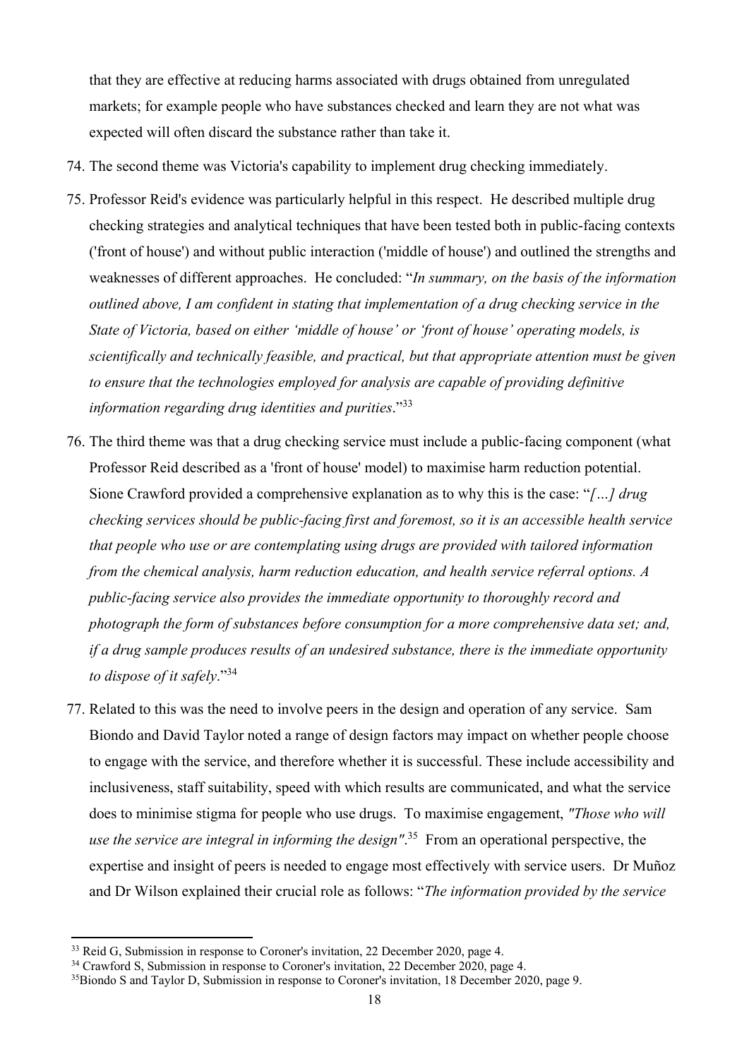that they are effective at reducing harms associated with drugs obtained from unregulated markets; for example people who have substances checked and learn they are not what was expected will often discard the substance rather than take it.

74. The second theme was Victoria's capability to implement drug checking immediately.

75. Professor Reid's evidence was particularly helpful in this respect. He described multiple drug checking strategies and analytical techniques that have been tested both in public-facing contexts ('front of house') and without public interaction ('middle of house') and outlined the strengths and weaknesses of different approaches. He concluded: "*In summary, on the basis of the information outlined above, I am confident in stating that implementation of a drug checking service in the State of Victoria, based on either 'middle of house' or 'front of house' operating models, is scientifically and technically feasible, and practical, but that appropriate attention must be given to ensure that the technologies employed for analysis are capable of providing definitive information regarding drug identities and purities*."[33]

76. The third theme was that a drug checking service must include a public-facing component (what Professor Reid described as a 'front of house' model) to maximise harm reduction potential. Sione Crawford provided a comprehensive explanation as to why this is the case: "*[…] drug checking services should be public-facing first and foremost, so it is an accessible health service that people who use or are contemplating using drugs are provided with tailored information from the chemical analysis, harm reduction education, and health service referral options. A public-facing service also provides the immediate opportunity to thoroughly record and photograph the form of substances before consumption for a more comprehensive data set; and, if a drug sample produces results of an undesired substance, there is the immediate opportunity to dispose of it safely*."[34]

77. Related to this was the need to involve peers in the design and operation of any service. Sam Biondo and David Taylor noted a range of design factors may impact on whether people choose to engage with the service, and therefore whether it is successful. These include accessibility and inclusiveness, staff suitability, speed with which results are communicated, and what the service does to minimise stigma for people who use drugs. To maximise engagement, *"Those who will use the service are integral in informing the design"*.[35] From an operational perspective, the expertise and insight of peers is needed to engage most effectively with service users. Dr Muñoz and Dr Wilson explained their crucial role as follows: "*The information provided by the service*

---

[33] Reid G, Submission in response to Coroner's invitation, 22 December 2020, page 4.

[34] Crawford S, Submission in response to Coroner's invitation, 22 December 2020, page 4.

[35] Biondo S and Taylor D, Submission in response to Coroner's invitation, 18 December 2020, page 9.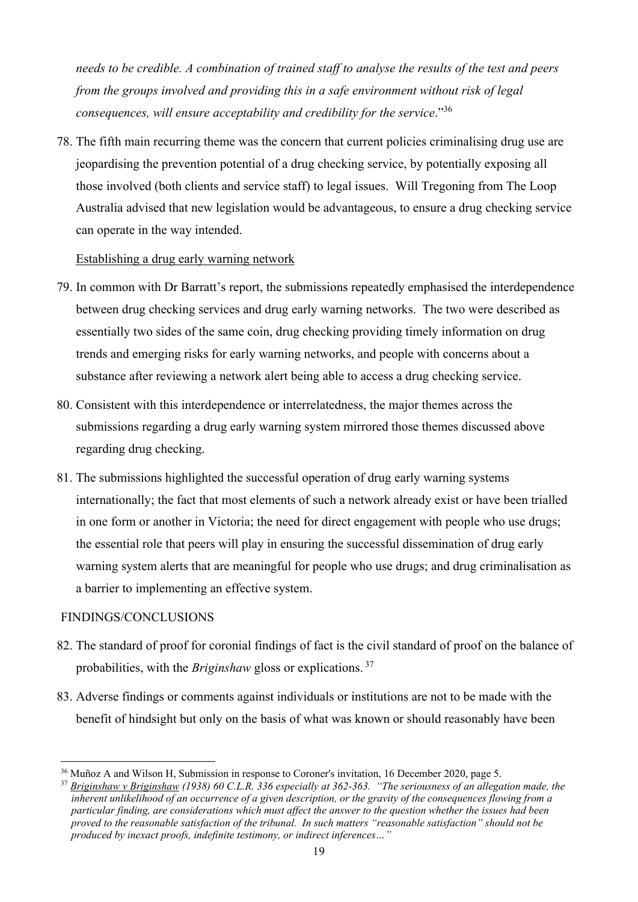*needs to be credible. A combination of trained staff to analyse the results of the test and peers from the groups involved and providing this in a safe environment without risk of legal consequences, will ensure acceptability and credibility for the service*."[36]

78. The fifth main recurring theme was the concern that current policies criminalising drug use are jeopardising the prevention potential of a drug checking service, by potentially exposing all those involved (both clients and service staff) to legal issues. Will Tregoning from The Loop Australia advised that new legislation would be advantageous, to ensure a drug checking service can operate in the way intended.

<u>Establishing a drug early warning network</u>

79. In common with Dr Barratt's report, the submissions repeatedly emphasised the interdependence between drug checking services and drug early warning networks. The two were described as essentially two sides of the same coin, drug checking providing timely information on drug trends and emerging risks for early warning networks, and people with concerns about a substance after reviewing a network alert being able to access a drug checking service.

80. Consistent with this interdependence or interrelatedness, the major themes across the submissions regarding a drug early warning system mirrored those themes discussed above regarding drug checking.

81. The submissions highlighted the successful operation of drug early warning systems internationally; the fact that most elements of such a network already exist or have been trialled in one form or another in Victoria; the need for direct engagement with people who use drugs; the essential role that peers will play in ensuring the successful dissemination of drug early warning system alerts that are meaningful for people who use drugs; and drug criminalisation as a barrier to implementing an effective system.

## FINDINGS/CONCLUSIONS

82. The standard of proof for coronial findings of fact is the civil standard of proof on the balance of probabilities, with the *Briginshaw* gloss or explications.[37]

83. Adverse findings or comments against individuals or institutions are not to be made with the benefit of hindsight but only on the basis of what was known or should reasonably have been

---

[36] Muñoz A and Wilson H, Submission in response to Coroner's invitation, 16 December 2020, page 5.

[37] <u>*Briginshaw v Briginshaw*</u> *(1938) 60 C.L.R. 336 especially at 362-363. "The seriousness of an allegation made, the inherent unlikelihood of an occurrence of a given description, or the gravity of the consequences flowing from a particular finding, are considerations which must affect the answer to the question whether the issues had been proved to the reasonable satisfaction of the tribunal. In such matters "reasonable satisfaction" should not be produced by inexact proofs, indefinite testimony, or indirect inferences…"*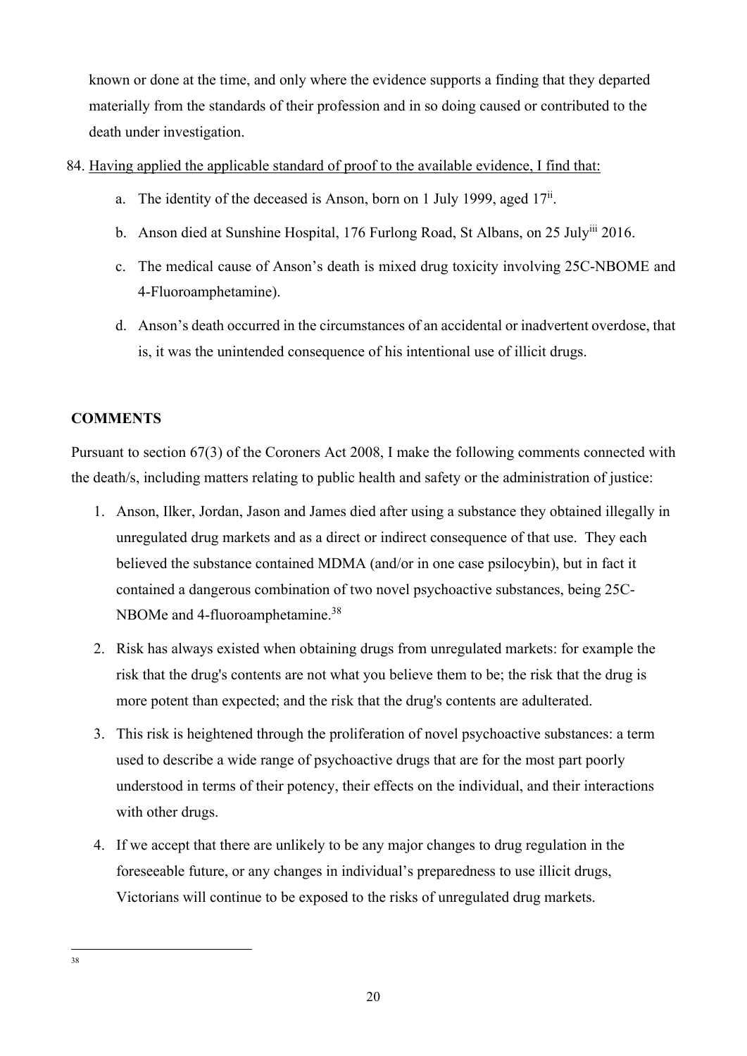known or done at the time, and only where the evidence supports a finding that they departed materially from the standards of their profession and in so doing caused or contributed to the death under investigation.

84. Having applied the applicable standard of proof to the available evidence, I find that:

    a. The identity of the deceased is Anson, born on 1 July 1999, aged 17[ii].

    b. Anson died at Sunshine Hospital, 176 Furlong Road, St Albans, on 25 July[iii] 2016.

    c. The medical cause of Anson's death is mixed drug toxicity involving 25C-NBOME and 4-Fluoroamphetamine).

    d. Anson's death occurred in the circumstances of an accidental or inadvertent overdose, that is, it was the unintended consequence of his intentional use of illicit drugs.

**COMMENTS**

Pursuant to section 67(3) of the Coroners Act 2008, I make the following comments connected with the death/s, including matters relating to public health and safety or the administration of justice:

1. Anson, Ilker, Jordan, Jason and James died after using a substance they obtained illegally in unregulated drug markets and as a direct or indirect consequence of that use. They each believed the substance contained MDMA (and/or in one case psilocybin), but in fact it contained a dangerous combination of two novel psychoactive substances, being 25C-NBOMe and 4-fluoroamphetamine.[38]

2. Risk has always existed when obtaining drugs from unregulated markets: for example the risk that the drug's contents are not what you believe them to be; the risk that the drug is more potent than expected; and the risk that the drug's contents are adulterated.

3. This risk is heightened through the proliferation of novel psychoactive substances: a term used to describe a wide range of psychoactive drugs that are for the most part poorly understood in terms of their potency, their effects on the individual, and their interactions with other drugs.

4. If we accept that there are unlikely to be any major changes to drug regulation in the foreseeable future, or any changes in individual's preparedness to use illicit drugs, Victorians will continue to be exposed to the risks of unregulated drug markets.

---

38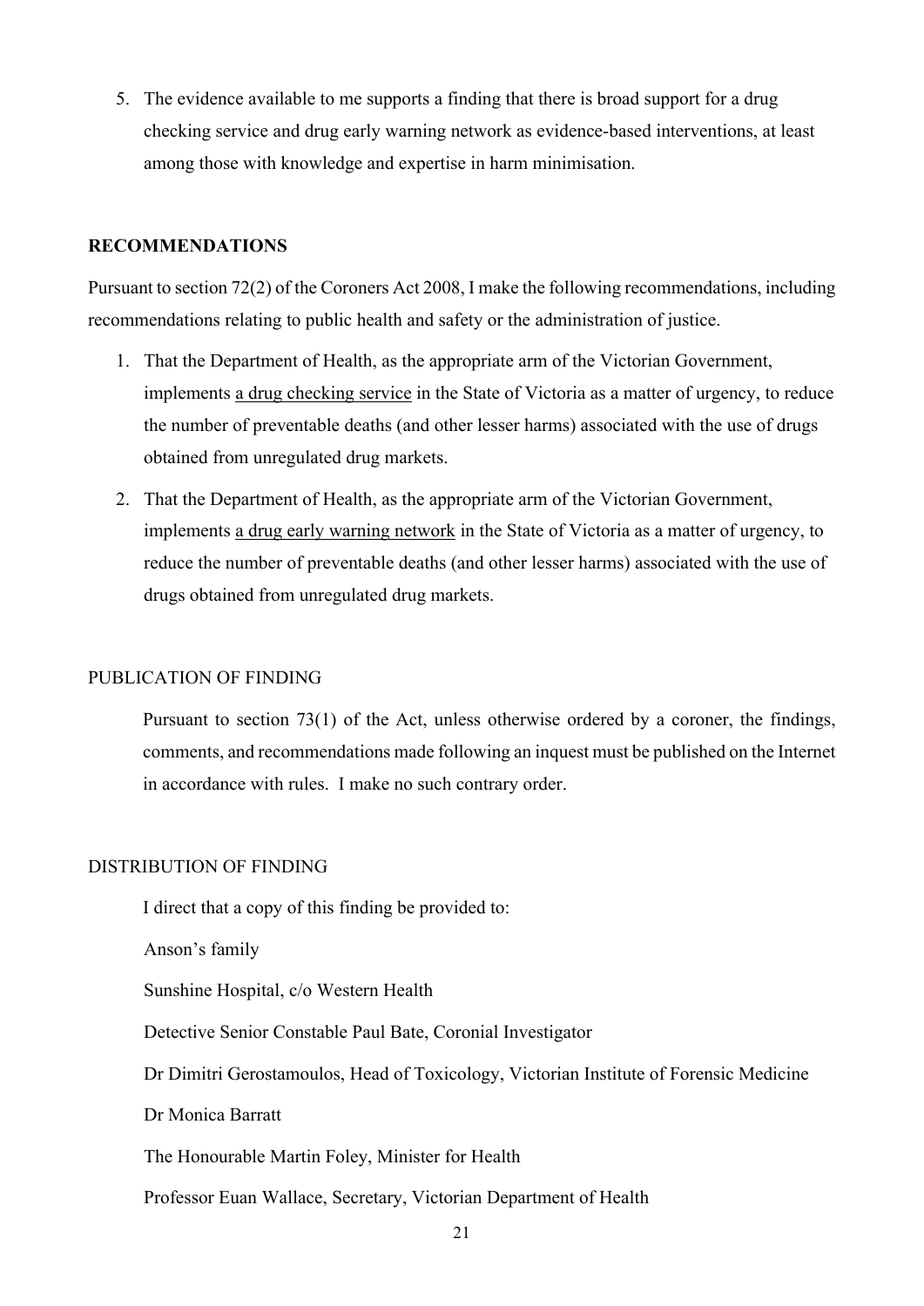5. The evidence available to me supports a finding that there is broad support for a drug checking service and drug early warning network as evidence-based interventions, at least among those with knowledge and expertise in harm minimisation.

## RECOMMENDATIONS

Pursuant to section 72(2) of the Coroners Act 2008, I make the following recommendations, including recommendations relating to public health and safety or the administration of justice.

1. That the Department of Health, as the appropriate arm of the Victorian Government, implements <u>a drug checking service</u> in the State of Victoria as a matter of urgency, to reduce the number of preventable deaths (and other lesser harms) associated with the use of drugs obtained from unregulated drug markets.
2. That the Department of Health, as the appropriate arm of the Victorian Government, implements <u>a drug early warning network</u> in the State of Victoria as a matter of urgency, to reduce the number of preventable deaths (and other lesser harms) associated with the use of drugs obtained from unregulated drug markets.

## PUBLICATION OF FINDING

Pursuant to section 73(1) of the Act, unless otherwise ordered by a coroner, the findings, comments, and recommendations made following an inquest must be published on the Internet in accordance with rules. I make no such contrary order.

## DISTRIBUTION OF FINDING

I direct that a copy of this finding be provided to:

Anson's family

Sunshine Hospital, c/o Western Health

Detective Senior Constable Paul Bate, Coronial Investigator

Dr Dimitri Gerostamoulos, Head of Toxicology, Victorian Institute of Forensic Medicine

Dr Monica Barratt

The Honourable Martin Foley, Minister for Health

Professor Euan Wallace, Secretary, Victorian Department of Health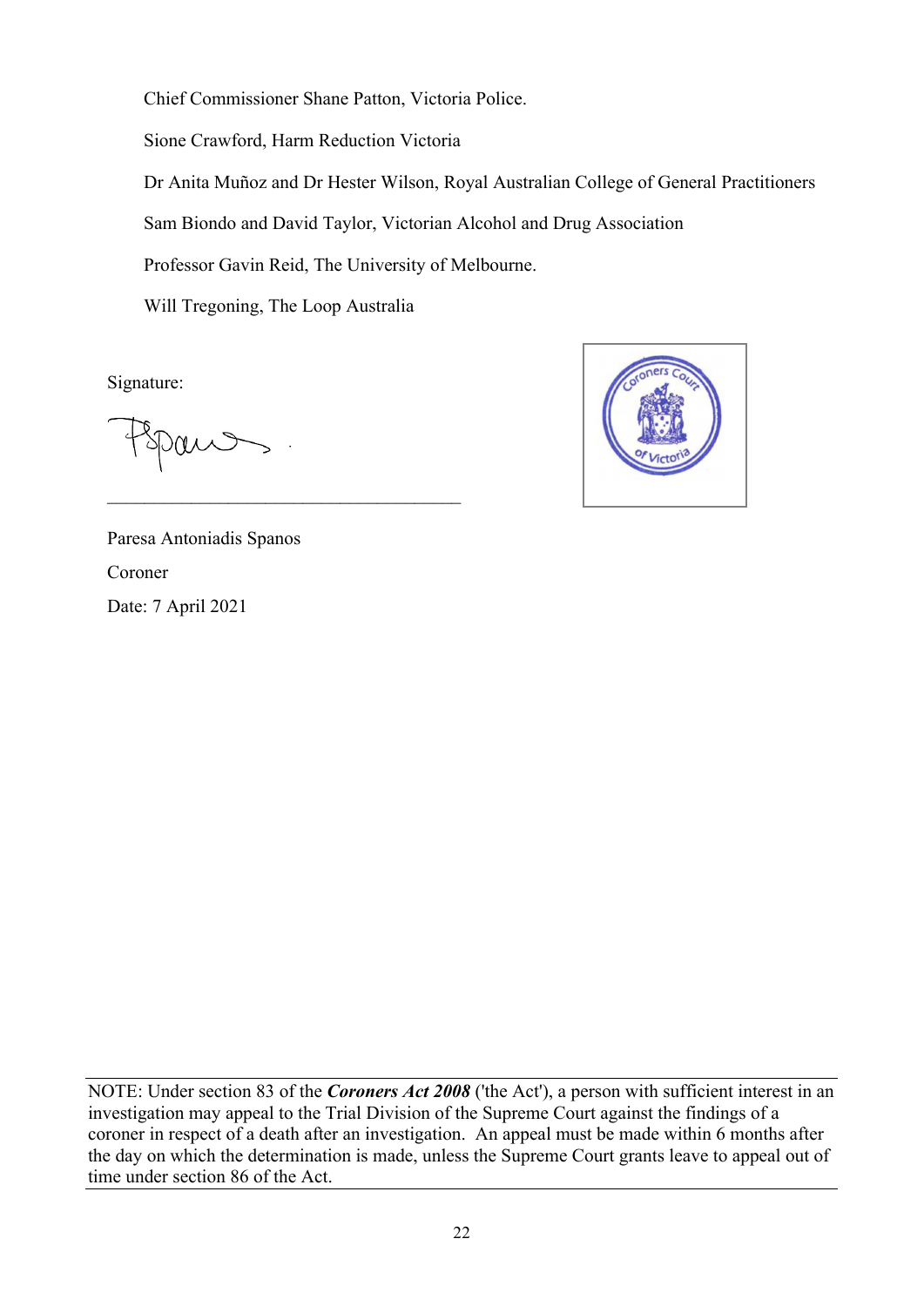Chief Commissioner Shane Patton, Victoria Police.

Sione Crawford, Harm Reduction Victoria

Dr Anita Muñoz and Dr Hester Wilson, Royal Australian College of General Practitioners

Sam Biondo and David Taylor, Victorian Alcohol and Drug Association

Professor Gavin Reid, The University of Melbourne.

Will Tregoning, The Loop Australia

Signature:

___________________________________

Paresa Antoniadis Spanos

Coroner

Date: 7 April 2021

NOTE: Under section 83 of the ***Coroners Act 2008*** ('the Act'), a person with sufficient interest in an investigation may appeal to the Trial Division of the Supreme Court against the findings of a coroner in respect of a death after an investigation. An appeal must be made within 6 months after the day on which the determination is made, unless the Supreme Court grants leave to appeal out of time under section 86 of the Act.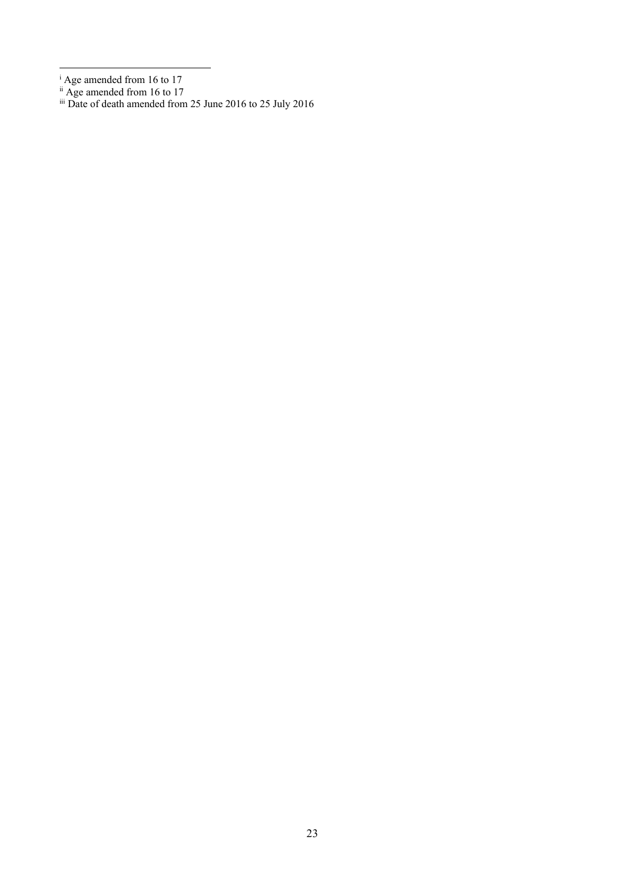[i] Age amended from 16 to 17

[ii] Age amended from 16 to 17

[iii] Date of death amended from 25 June 2016 to 25 July 2016